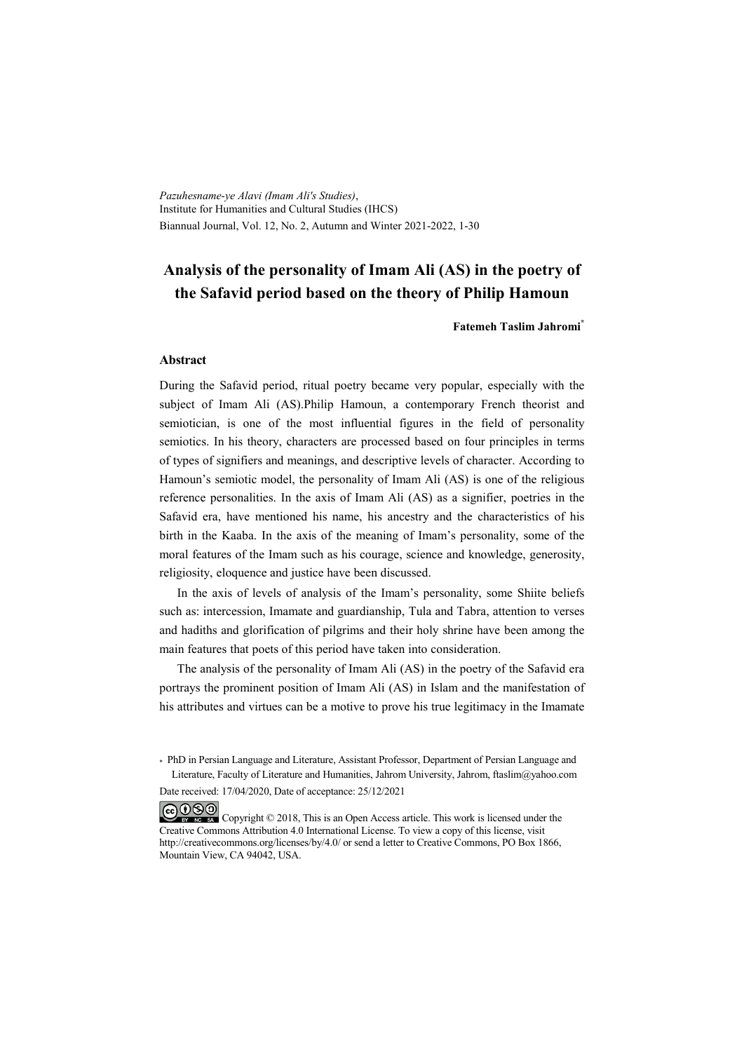*Pazuhesname-ye Alavi (Imam Ali's Studies)*,
Institute for Humanities and Cultural Studies (IHCS)
Biannual Journal, Vol. 12, No. 2, Autumn and Winter 2021-2022, 1-30

# Analysis of the personality of Imam Ali (AS) in the poetry of the Safavid period based on the theory of Philip Hamoun

**Fatemeh Taslim Jahromi***

## Abstract

During the Safavid period, ritual poetry became very popular, especially with the subject of Imam Ali (AS).Philip Hamoun, a contemporary French theorist and semiotician, is one of the most influential figures in the field of personality semiotics. In his theory, characters are processed based on four principles in terms of types of signifiers and meanings, and descriptive levels of character. According to Hamoun's semiotic model, the personality of Imam Ali (AS) is one of the religious reference personalities. In the axis of Imam Ali (AS) as a signifier, poetries in the Safavid era, have mentioned his name, his ancestry and the characteristics of his birth in the Kaaba. In the axis of the meaning of Imam's personality, some of the moral features of the Imam such as his courage, science and knowledge, generosity, religiosity, eloquence and justice have been discussed.

In the axis of levels of analysis of the Imam's personality, some Shiite beliefs such as: intercession, Imamate and guardianship, Tula and Tabra, attention to verses and hadiths and glorification of pilgrims and their holy shrine have been among the main features that poets of this period have taken into consideration.

The analysis of the personality of Imam Ali (AS) in the poetry of the Safavid era portrays the prominent position of Imam Ali (AS) in Islam and the manifestation of his attributes and virtues can be a motive to prove his true legitimacy in the Imamate

\* PhD in Persian Language and Literature, Assistant Professor, Department of Persian Language and Literature, Faculty of Literature and Humanities, Jahrom University, Jahrom, ftaslim@yahoo.com

Date received: 17/04/2020, Date of acceptance: 25/12/2021

Copyright © 2018, This is an Open Access article. This work is licensed under the Creative Commons Attribution 4.0 International License. To view a copy of this license, visit http://creativecommons.org/licenses/by/4.0/ or send a letter to Creative Commons, PO Box 1866, Mountain View, CA 94042, USA.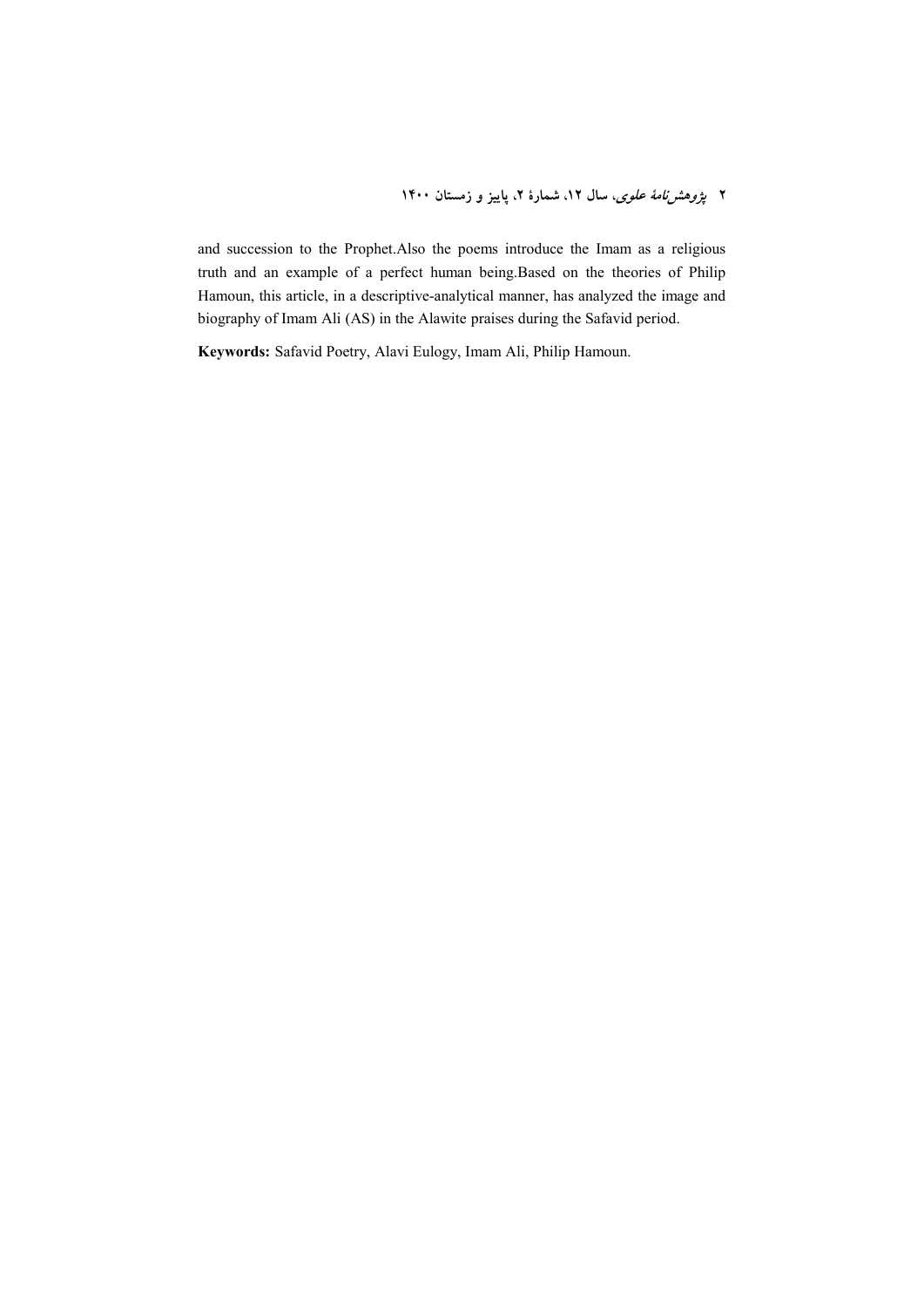and succession to the Prophet.Also the poems introduce the Imam as a religious truth and an example of a perfect human being.Based on the theories of Philip Hamoun, this article, in a descriptive-analytical manner, has analyzed the image and biography of Imam Ali (AS) in the Alawite praises during the Safavid period.

**Keywords:** Safavid Poetry, Alavi Eulogy, Imam Ali, Philip Hamoun.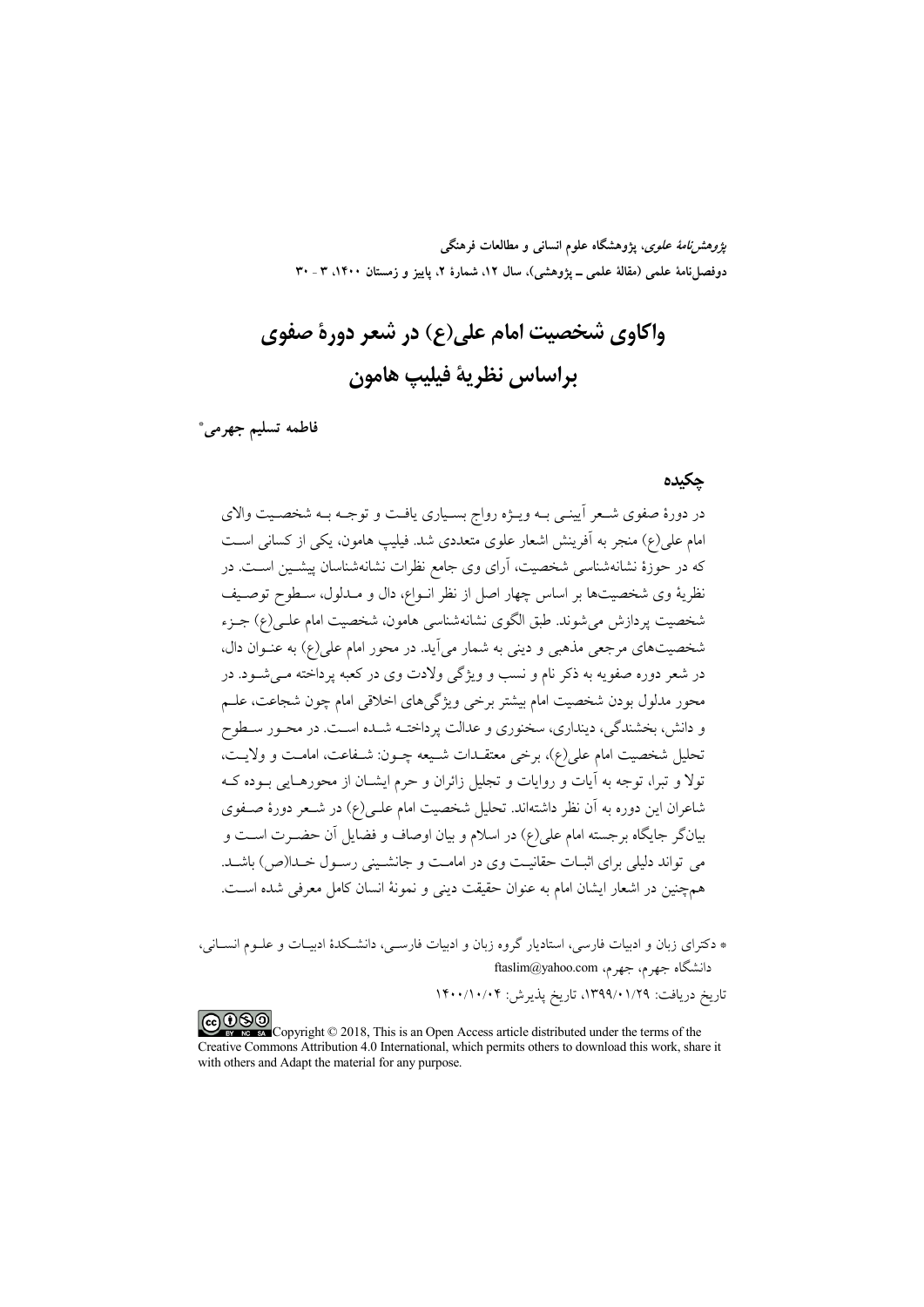# واکاوی شخصیت امام علی(ع) در شعر دورهٔ صفوی براساس نظریهٔ فیلیپ هامون

**فاطمه تسلیم جهرمی***

## چکیده

در دورهٔ صفوی شعر آیینی به ویژه رواج بسیاری یافت و توجه به شخصیت والای امام علی(ع) منجر به آفرینش اشعار علوی متعددی شد. فیلیپ هامون، یکی از کسانی است که در حوزهٔ نشانه‌شناسی شخصیت، آرای وی جامع نظرات نشانه‌شناسان پیشین است. در نظریهٔ وی شخصیت‌ها بر اساس چهار اصل از نظر انواع، دال و مدلول، سطوح توصیف شخصیت پردازش می‌شوند. طبق الگوی نشانه‌شناسی هامون، شخصیت امام علی(ع) جزء شخصیت‌های مرجعی مذهبی و دینی به شمار می‌آید. در محور امام علی(ع) به عنوان دال، در شعر دوره صفویه به ذکر نام و نسب و ویژگی ولادت وی در کعبه پرداخته می‌شود. در محور مدلول بودن شخصیت امام بیشتر برخی ویژگی‌های اخلاقی امام چون شجاعت، علم و دانش، بخشندگی، دینداری، سخنوری و عدالت پرداخته شده است. در محور سطوح تحلیل شخصیت امام علی(ع)، برخی معتقدات شیعه چون: شفاعت، امامت و ولایت، تولا و تبرا، توجه به آیات و روایات و تجلیل زائران و حرم ایشان از محورهایی بوده که شاعران این دوره به آن نظر داشته‌اند. تحلیل شخصیت امام علی(ع) در شعر دورهٔ صفوی بیان‌گر جایگاه برجسته امام علی(ع) در اسلام و بیان اوصاف و فضایل آن حضرت است و می تواند دلیلی برای اثبات حقانیت وی در امامت و جانشینی رسول خدا(ص) باشد. هم‌چنین در اشعار ایشان امام به عنوان حقیقت دینی و نمونهٔ انسان کامل معرفی شده است.

* دکترای زبان و ادبیات فارسی، استادیار گروه زبان و ادبیات فارسی، دانشکدهٔ ادبیات و علوم انسانی، دانشگاه جهرم، جهرم، ftaslim@yahoo.com

تاریخ دریافت: ۱۳۹۹/۰۱/۲۹، تاریخ پذیرش: ۱۴۰۰/۱۰/۰۴

Copyright © 2018, This is an Open Access article distributed under the terms of the Creative Commons Attribution 4.0 International, which permits others to download this work, share it with others and Adapt the material for any purpose.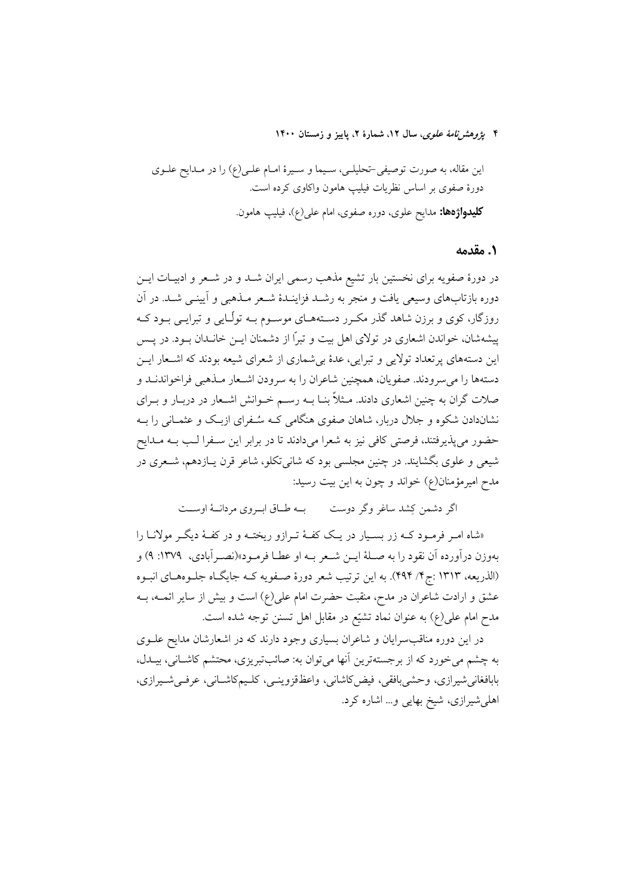این مقاله، به صورت توصیفی-تحلیلی، سیما و سیرهٔ امام علی(ع) را در مدایح علوی دورهٔ صفوی بر اساس نظریات فیلیپ هامون واکاوی کرده است.

**کلیدواژه‌ها:** مدایح علوی، دوره صفوی، امام علی(ع)، فیلیپ هامون.

## ۱. مقدمه

در دورهٔ صفویه برای نخستین بار تشیع مذهب رسمی ایران شد و در شعر و ادبیات این دوره بازتاب‌های وسیعی یافت و منجر به رشد فزایندهٔ شعر مذهبی و آیینی شد. در آن روزگار، کوی و برزن شاهد گذر مکرر دسته‌های موسوم به تولّایی و تبرایی بود که پیشه‌شان، خواندن اشعاری در تولای اهل بیت و تبرّا از دشمنان این خاندان بود. در پس این دسته‌های پرتعداد تولایی و تبرایی، عدهٔ بی‌شماری از شعرای شیعه بودند که اشعار این دسته‌ها را می‌سرودند. صفویان، همچنین شاعران را به سرودن اشعار مذهبی فراخواندند و صلات گران به چنین اشعاری دادند. مثلاً بنا به رسم خوانش اشعار در دربار و برای نشان‌دادن شکوه و جلال دربار، شاهان صفوی هنگامی که سُفرای ازبک و عثمانی را به حضور می‌پذیرفتند، فرصتی کافی نیز به شعرا می‌دادند تا در برابر این سفرا لب به مدایح شیعی و علوی بگشایند. در چنین مجلسی بود که شانی‌تکلو، شاعر قرن یازدهم، شعری در مدح امیرمؤمنان(ع) خواند و چون به این بیت رسید:

اگر دشمن کِشد ساغر وگر دوست &nbsp;&nbsp;&nbsp; بـه طـاق ابـروی مردانـهٔ اوسـت

«شاه امر فرمود که زر بسیار در یک کفهٔ ترازو ریخته و در کفهٔ دیگر مولانا را به‌وزن درآورده آن نقود را به صلهٔ این شعر به او عطا فرمود»(نصرآبادی، ۱۳۷۹: ۹) و (الذریعه، ۱۳۱۳ :ج۴/ ۴۹۴). به این ترتیب شعر دورهٔ صفویه که جایگاه جلوه‌های انبوه عشق و ارادت شاعران در مدح، منقبت حضرت امام علی(ع) است و بیش از سایر ائمه، به مدح امام علی(ع) به عنوان نماد تشیّع در مقابل اهل تسنن توجه شده است.

در این دوره مناقب‌سرایان و شاعران بسیاری وجود دارند که در اشعارشان مدایح علوی به چشم می‌خورد که از برجسته‌ترین آنها می‌توان به: صائب‌تبریزی، محتشم کاشانی، بیدل، بابافغانی‌شیرازی، وحشی‌بافقی، فیض‌کاشانی، واعظ‌قزوینی، کلیم‌کاشانی، عرفی‌شیرازی، اهلی‌شیرازی، شیخ بهایی و... اشاره کرد.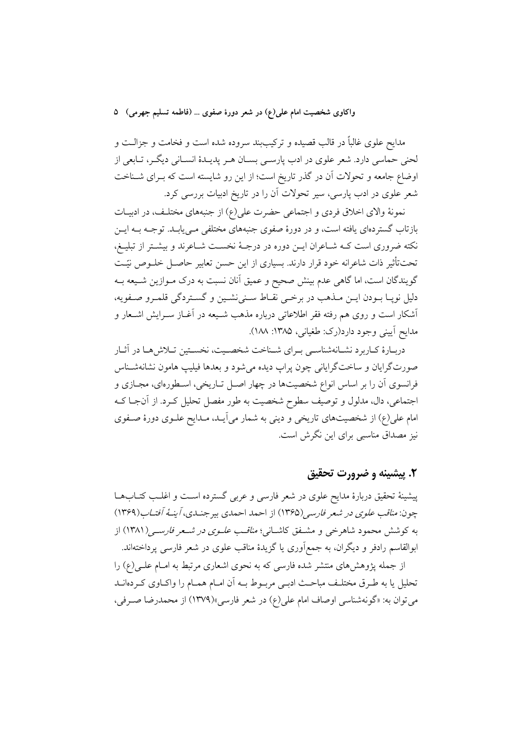مدایح علوی غالباً در قالب قصیده و ترکیب‌بند سروده شده است و فخامت و جزالت و لحنی حماسی دارد. شعر علوی در ادب پارسی بسان هر پدیدهٔ انسانی دیگر، تابعی از اوضاع جامعه و تحولات آن در گذر تاریخ است؛ از این رو شایسته است که برای شناخت شعر علوی در ادب پارسی، سیر تحولات آن را در تاریخ ادبیات بررسی کرد.

نمونهٔ والای اخلاق فردی و اجتماعی حضرت علی(ع) از جنبه‌های مختلف، در ادبیات بازتاب گسترده‌ای یافته است، و در دورهٔ صفوی جنبه‌های مختلفی می‌یابد. توجه به این نکته ضروری است که شاعران این دوره در درجهٔ نخست شاعرند و بیشتر از تبلیغ، تحت‌تأثیر ذات شاعرانه خود قرار دارند. بسیاری از این حسن تعابیر حاصل خلوص نیّت گویندگان است، اما گاهی عدم بینش صحیح و عمیق آنان نسبت به درک موازین شیعه به دلیل نوپا بودن این مذهب در برخی نقاط سنی‌نشین و گستردگی قلمرو صفویه، آشکار است و روی هم رفته فقر اطلاعاتی درباره مذهب شیعه در آغاز سرایش اشعار و مدایح آیینی وجود دارد(رک: طغیانی، ۱۳۸۵: ۱۸۸).

دربارهٔ کاربرد نشانه‌شناسی برای شناخت شخصیت، نخستین تلاش‌ها در آثار صورت‌گرایان و ساخت‌گرایانی چون پراپ دیده می‌شود و بعدها فیلیپ هامون نشانه‌شناس فرانسوی آن را بر اساس انواع شخصیت‌ها در چهار اصل تاریخی، اسطوره‌ای، مجازی و اجتماعی، دال، مدلول و توصیف سطوح شخصیت به طور مفصل تحلیل کرد. از آن‌جا که امام علی(ع) از شخصیت‌های تاریخی و دینی به شمار می‌آید، مدایح علوی دورهٔ صفوی نیز مصداق مناسبی برای این نگرش است.

## ۲. پیشینه و ضرورت تحقیق

پیشینهٔ تحقیق دربارهٔ مدایح علوی در شعر فارسی و عربی گسترده است و اغلب کتاب‌ها چون: *مناقب علوی در شعر فارسی*(۱۳۶۵) از احمد احمدی بیرجندی، *آینهٔ آفتاب*(۱۳۶۹) به کوشش محمود شاهرخی و مشفق کاشانی؛ *مناقب علوی در شعر فارسی*(۱۳۸۱) از ابوالقاسم رادفر و دیگران، به جمع‌آوری یا گزیدهٔ مناقب علوی در شعر فارسی پرداخته‌اند.

از جمله پژوهش‌های منتشر شده فارسی که به نحوی اشعاری مرتبط به امام علی(ع) را تحلیل یا به طرق مختلف مباحث ادبی مربوط به آن امام همام را واکاوی کرده‌اند می‌توان به: «گونه‌شناسی اوصاف امام علی(ع) در شعر فارسی»(۱۳۷۹) از محمدرضا صرفی،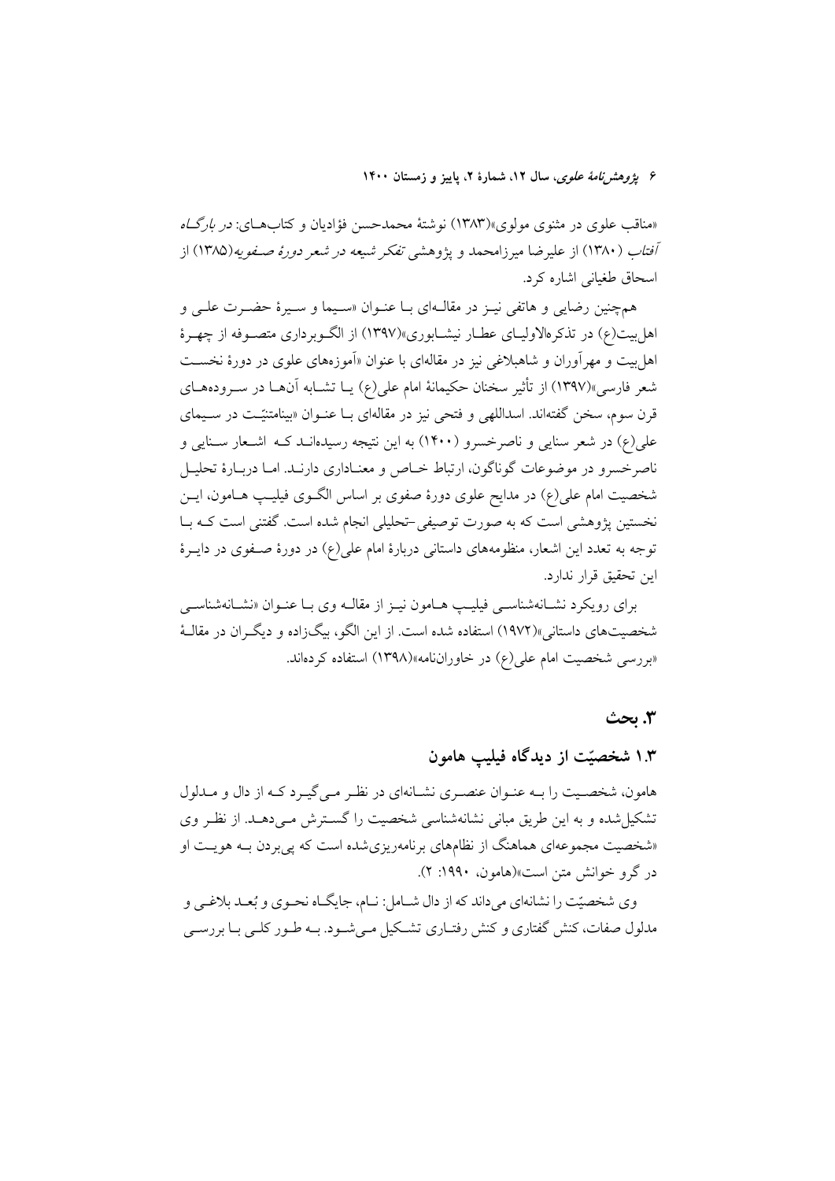«مناقب علوی در مثنوی مولوی»(۱۳۸۳) نوشتهٔ محمدحسن فؤادیان و کتاب‌های: *در بارگاه آفتاب* (۱۳۸۰) از علیرضا میرزامحمد و پژوهشی *تفکر شیعه در شعر دورهٔ صفویه*(۱۳۸۵) از اسحاق طغیانی اشاره کرد.

همچنین رضایی و هاتفی نیز در مقاله‌ای با عنوان «سیما و سیرهٔ حضرت علی و اهل‌بیت(ع) در تذکره‌الاولیای عطار نیشابوری»(۱۳۹۷) از الگوبرداری متصوفه از چهرهٔ اهل‌بیت و مهرآوران و شاهبلاغی نیز در مقاله‌ای با عنوان «آموزه‌های علوی در دورهٔ نخست شعر فارسی»(۱۳۹۷) از تأثیر سخنان حکیمانهٔ امام علی(ع) یا تشابه آن‌ها در سروده‌های قرن سوم، سخن گفته‌اند. اسداللهی و فتحی نیز در مقاله‌ای با عنوان «بینامتنیّت در سیمای علی(ع) در شعر سنایی و ناصرخسرو (۱۴۰۰) به این نتیجه رسیده‌اند که اشعار سنایی و ناصرخسرو در موضوعات گوناگون، ارتباط خاص و معناداری دارند. اما دربارهٔ تحلیل شخصیت امام علی(ع) در مدایح علوی دورهٔ صفوی بر اساس الگوی فیلیپ هامون، این نخستین پژوهشی است که به صورت توصیفی-تحلیلی انجام شده است. گفتنی است که با توجه به تعدد این اشعار، منظومه‌های داستانی دربارهٔ امام علی(ع) در دورهٔ صفوی در دایرهٔ این تحقیق قرار ندارد.

برای رویکرد نشانه‌شناسی فیلیپ هامون نیز از مقالهٔ وی با عنوان «نشانه‌شناسی شخصیت‌های داستانی»(۱۹۷۲) استفاده شده است. از این الگو، بیگ‌زاده و دیگران در مقالهٔ «بررسی شخصیت امام علی(ع) در خاوران‌نامه»(۱۳۹۸) استفاده کرده‌اند.

## ۳. بحث

### ۱.۳ شخصیّت از دیدگاه فیلیپ هامون

هامون، شخصیت را به عنوان عنصری نشانه‌ای در نظر می‌گیرد که از دال و مدلول تشکیل‌شده و به این طریق مبانی نشانه‌شناسی شخصیت را گسترش می‌دهد. از نظر وی «شخصیت مجموعه‌ای هماهنگ از نظام‌های برنامه‌ریزی‌شده است که پی‌بردن به هویت او در گرو خوانش متن است»(هامون، ۱۹۹۰: ۲).

وی شخصیّت را نشانه‌ای می‌داند که از دال شامل: نام، جایگاه نحوی و بُعد بلاغی و مدلول صفات، کنش گفتاری و کنش رفتاری تشکیل می‌شود. به طور کلی با بررسی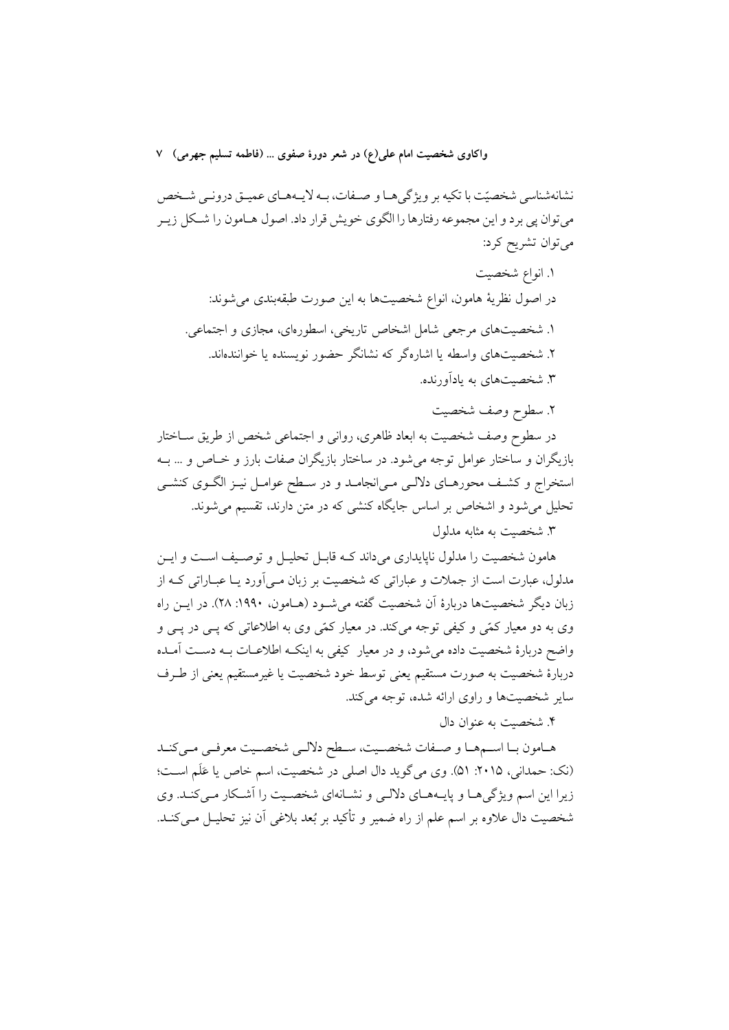نشانه‌شناسی شخصیّت با تکیه بر ویژگی‌ها و صفات، به لایه‌های عمیق درونی شخص می‌توان پی برد و این مجموعه رفتارها را الگوی خویش قرار داد. اصول هامون را شکل زیر می‌توان تشریح کرد:

۱. انواع شخصیت

در اصول نظریهٔ هامون، انواع شخصیت‌ها به این صورت طبقه‌بندی می‌شوند:

۱. شخصیت‌های مرجعی شامل اشخاص تاریخی، اسطوره‌ای، مجازی و اجتماعی.

۲. شخصیت‌های واسطه یا اشاره‌گر که نشانگر حضور نویسنده یا خوانندهاند.

۳. شخصیت‌های به یادآورنده.

۲. سطوح وصف شخصیت

در سطوح وصف شخصیت به ابعاد ظاهری، روانی و اجتماعی شخص از طریق ساختار بازیگران و ساختار عوامل توجه می‌شود. در ساختار بازیگران صفات بارز و خاص و ... به استخراج و کشف محورهای دلالی می‌انجامد و در سطح عوامل نیز الگوی کنشی تحلیل می‌شود و اشخاص بر اساس جایگاه کنشی که در متن دارند، تقسیم می‌شوند.

۳. شخصیت به مثابه مدلول

هامون شخصیت را مدلول ناپایداری می‌داند که قابل تحلیل و توصیف است و این مدلول، عبارت است از جملات و عباراتی که شخصیت بر زبان می‌آورد یا عباراتی که از زبان دیگر شخصیت‌ها دربارهٔ آن شخصیت گفته می‌شود (هامون، ۱۹۹۰: ۲۸). در این راه وی به دو معیار کمّی و کیفی توجه می‌کند. در معیار کمّی وی به اطلاعاتی که پی در پی و واضح دربارهٔ شخصیت داده می‌شود، و در معیار کیفی به اینکه اطلاعات به دست آمده دربارهٔ شخصیت به صورت مستقیم یعنی توسط خود شخصیت یا غیرمستقیم یعنی از طرف سایر شخصیت‌ها و راوی ارائه شده، توجه می‌کند.

۴. شخصیت به عنوان دال

هامون با اسم‌ها و صفات شخصیت، سطح دلالی شخصیت معرفی می‌کند (نک: حمدانی، ۲۰۱۵: ۵۱). وی می‌گوید دال اصلی در شخصیت، اسم خاص یا عَلَم است؛ زیرا این اسم ویژگی‌ها و پایه‌های دلالی و نشانه‌ای شخصیت را آشکار می‌کند. وی شخصیت دال علاوه بر اسم علم از راه ضمیر و تأکید بر بُعد بلاغی آن نیز تحلیل می‌کند.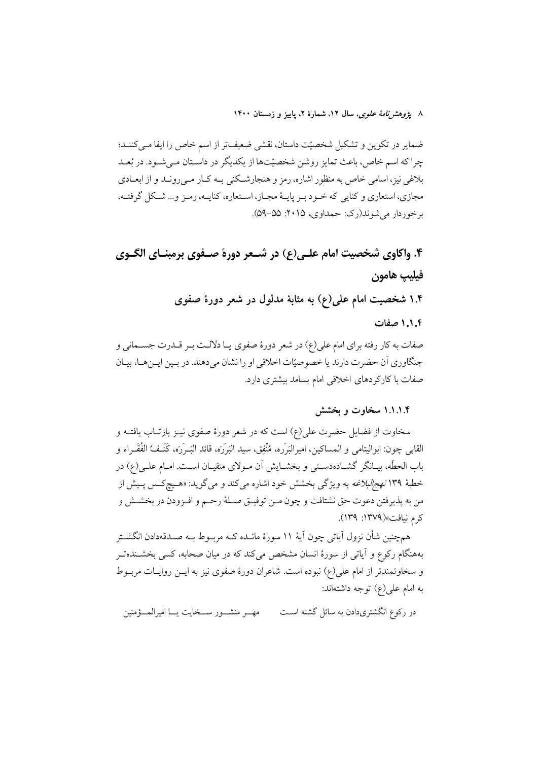ضمایر در تکوین و تشکیل شخصیّت داستان، نقشی ضعیف‌تر از اسم خاص را ایفا می‌کنند؛ چرا که اسم خاص، باعث تمایز روشن شخصیّت‌ها از یکدیگر در داستان می‌شود. در بُعد بلاغی نیز، اسامی خاص به منظور اشاره، رمز و هنجارشکنی به کار می‌روند و از ابعادی مجازی، استعاری و کنایی که خود بر پایهٔ مجاز، استعاره، کنایه، رمز و... شکل گرفته، برخوردار می‌شوند(رک: حمداوی، ۲۰۱۵: ۵۵-۵۹).

## ۴. واکاوی شخصیت امام علی(ع) در شعر دورهٔ صفوی برمبنای الگوی فیلیپ هامون

### ۱.۴ شخصیت امام علی(ع) به مثابهٔ مدلول در شعر دورهٔ صفوی

#### ۱.۱.۴ صفات

صفات به کار رفته برای امام علی(ع) در شعر دورهٔ صفوی یا دلالت بر قدرت جسمانی و جنگاوری آن حضرت دارند یا خصوصیّات اخلاقی او را نشان می‌دهند. در بین این‌ها، بیان صفات با کارکردهای اخلاقی امام بسامد بیشتری دارد.

##### ۱.۱.۱.۴ سخاوت و بخشش

سخاوت از فضایل حضرت علی(ع) است که در شعر دورهٔ صفوی نیز بازتاب یافته و القابی چون: ابوالیتامی و المساکین، امیرالبَرَره، مُنْفِق، سید البَرَرَه، قائد البَرَرَه، کَنَفُ الفُقَراء و باب الحطّه، بیانگر گشاده‌دستی و بخشایش آن مولای متقیان است. امام علی(ع) در خطبهٔ ۱۳۹ *نهج‌البلاغه* به ویژگی بخشش خود اشاره می‌کند و می‌گوید: «هیچ‌کس پیش از من به پذیرفتن دعوت حق نشتافت و چون من توفیق صلهٔ رحم و افزودن در بخشش و کرم نیافت»(۱۳۷۹: ۱۳۹).

هم‌چنین شأن نزول آیاتی چون آیهٔ ۱۱ سورهٔ مائده که مربوط به صدقه‌دادن انگشتر به‌هنگام رکوع و آیاتی از سورهٔ انسان مشخص می‌کند که در میان صحابه، کسی بخشنده‌تر و سخاوتمندتر از امام علی(ع) نبوده است. شاعران دورهٔ صفوی نیز به این روایات مربوط به امام علی(ع) توجه داشته‌اند:

در رکوع انگشتری‌دادن به سائل گشته است　　　مهر منشور سخایت یا امیرالمؤمنین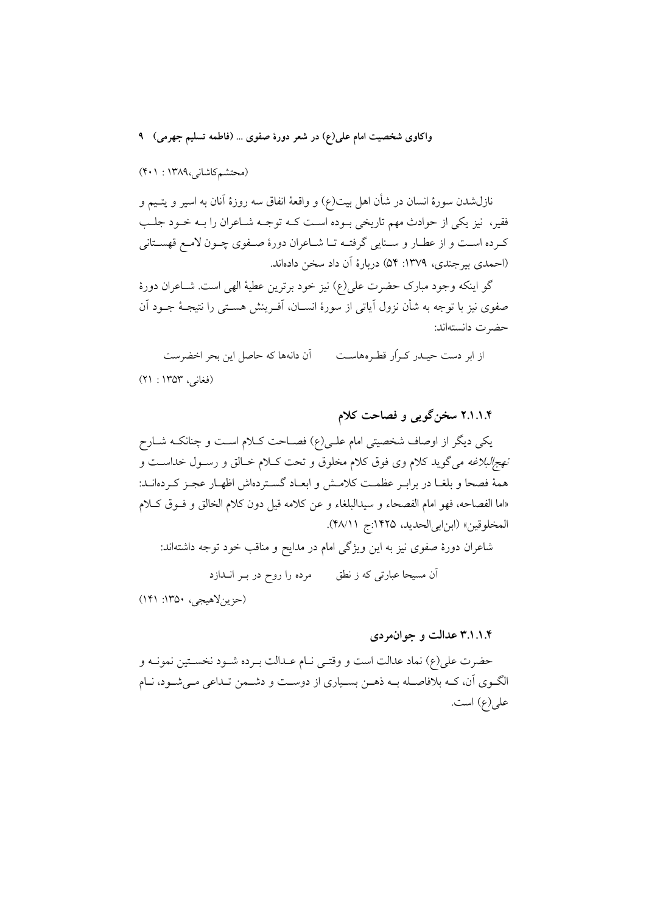(محتشم‌کاشانی،۱۳۸۹ : ۴۰۱)

نازل‌شدن سورهٔ انسان در شأن اهل بیت(ع) و واقعهٔ انفاق سه روزهٔ آنان به اسیر و یتیم و فقیر، نیز یکی از حوادث مهم تاریخی بوده است که توجه شاعران را به خود جلب کرده است و از عطار و سنایی گرفته تا شاعران دورهٔ صفوی چون لامع قهستانی (احمدی بیرجندی، ۱۳۷۹: ۵۴) دربارهٔ آن داد سخن داده‌اند.

گو اینکه وجود مبارک حضرت علی(ع) نیز خود برترین عطیهٔ الهی است. شاعران دورهٔ صفوی نیز با توجه به شأن نزول آیاتی از سورهٔ انسان، آفرینش هستی را نتیجهٔ جود آن حضرت دانسته‌اند:

از ابر دست حیدر کرّار قطره‌هاست     آن دانه‌ها که حاصل این بحر اخضرست

(فغانی، ۱۳۵۳ : ۲۱)

### ۲.۱.۱.۴ سخن‌گویی و فصاحت کلام

یکی دیگر از اوصاف شخصیتی امام علی(ع) فصاحت کلام است و چنانکه شارح *نهج‌البلاغه* می‌گوید کلام وی فوق کلام مخلوق و تحت کلام خالق و رسول خداست و همهٔ فصحا و بلغا در برابر عظمت کلامش و ابعاد گسترده‌اش اظهار عجز کرده‌اند: «اما الفصاحه، فهو امام الفصحاء و سیدالبلغاء و عن کلامه قیل دون کلام الخالق و فوق کلام المخلوقین» (ابن‌ابی‌الحدید، ۱۴۲۵:ج ۴۸/۱۱).

شاعران دورهٔ صفوی نیز به این ویژگی امام در مدایح و مناقب خود توجه داشته‌اند:

آن مسیحا عبارتی که ز نطق     مرده را روح در بر اندازد

(حزین‌لاهیجی، ۱۳۵۰: ۱۴۱)

### ۳.۱.۱.۴ عدالت و جوانمردی

حضرت علی(ع) نماد عدالت است و وقتی نام عدالت برده شود نخستین نمونه و الگوی آن، که بلافاصله به ذهن بسیاری از دوست و دشمن تداعی می‌شود، نام علی(ع) است.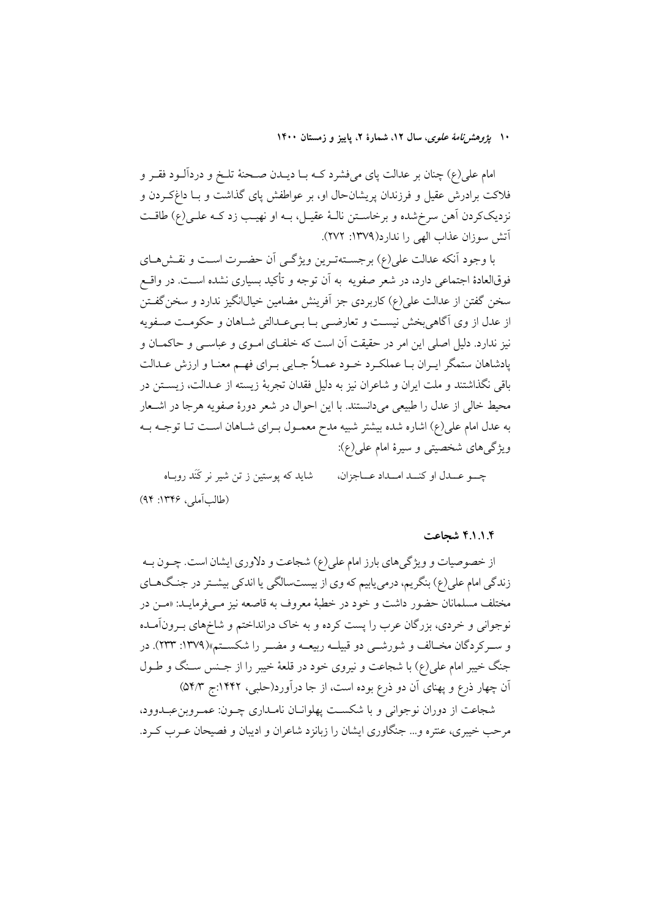امام علی(ع) چنان بر عدالت پای می‌فشرد که با دیدن صحنهٔ تلخ و دردآلود فقر و فلاکت برادرش عقیل و فرزندان پریشان‌حال او، بر عواطفش پای گذاشت و با داغ‌کردن و نزدیک‌کردن آهن سرخ‌شده و برخاستن نالهٔ عقیل، به او نهیب زد که علی(ع) طاقت آتش سوزان عذاب الهی را ندارد(۱۳۷۹: ۲۷۲).

با وجود آنکه عدالت علی(ع) برجسته‌ترین ویژگی آن حضرت است و نقش‌های فوق‌العادهٔ اجتماعی دارد، در شعر صفویه به آن توجه و تأکید بسیاری نشده است. در واقع سخن گفتن از عدالت علی(ع) کاربردی جز آفرینش مضامین خیال‌انگیز ندارد و سخن‌گفتن از عدل از وی آگاهی‌بخش نیست و تعارضی با بی‌عدالتی شاهان و حکومت صفویه نیز ندارد. دلیل اصلی این امر در حقیقت آن است که خلفای اموی و عباسی و حاکمان و پادشاهان ستمگر ایران با عملکرد خود عملاً جایی برای فهم معنا و ارزش عدالت باقی نگذاشتند و ملت ایران و شاعران نیز به دلیل فقدان تجربهٔ زیسته از عدالت، زیستن در محیط خالی از عدل را طبیعی می‌دانستند. با این احوال در شعر دورهٔ صفویه هرجا در اشعار به عدل امام علی(ع) اشاره شده بیشتر شبیه مدح معمول برای شاهان است تا توجه به ویژگی‌های شخصیتی و سیرهٔ امام علی(ع):

چو عدل او کند امداد عاجزان، شاید که پوستین ز تن شیر نر کَنَد روباه

(طالب‌آملی، ۱۳۴۶: ۹۴)

#### ۴.۱.۱.۴ شجاعت

از خصوصیات و ویژگی‌های بارز امام علی(ع) شجاعت و دلاوری ایشان است. چون به زندگی امام علی(ع) بنگریم، درمی‌یابیم که وی از بیست‌سالگی یا اندکی بیشتر در جنگ‌های مختلف مسلمانان حضور داشت و خود در خطبهٔ معروف به قاصعه نیز می‌فرماید: «من در نوجوانی و خردی، بزرگان عرب را پست کرده و به خاک درانداختم و شاخ‌های برون‌آمده و سرکردگان مخالف و شورشی دو قبیله ربیعه و مضر را شکستم»(۱۳۷۹: ۲۳۳). در جنگ خیبر امام علی(ع) با شجاعت و نیروی خود در قلعهٔ خیبر را از جنس سنگ و طول آن چهار ذرع و پهنای آن دو ذرع بوده است، از جا درآورد(حلبی، ۱۴۴۲:ج ۵۴/۳)

شجاعت از دوران نوجوانی و با شکست پهلوانان نامداری چون: عمروبن‌عبدوود، مرحب خیبری، عنتره و... جنگاوری ایشان را زبانزد شاعران و ادیبان و فصیحان عرب کرد.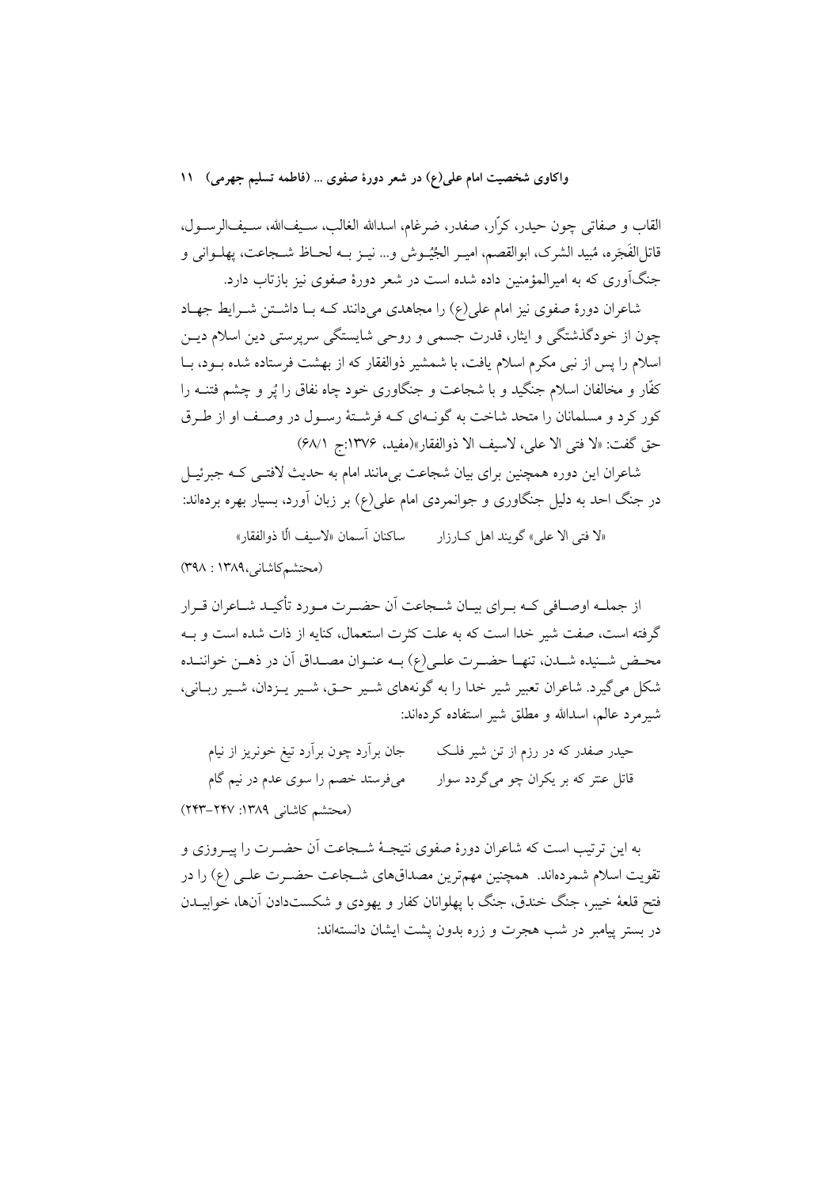القاب و صفاتی چون حیدر، کرّار، صفدر، ضرغام، اسدالله الغالب، سیف‌الله، سیف‌الرسول، قاتل‌الفَجَره، مُبید الشرک، ابوالقصم، امیر الجُیُوش و... نیز به لحاظ شجاعت، پهلوانی و جنگ‌آوری که به امیرالمؤمنین داده شده است در شعر دورۀ صفوی نیز بازتاب دارد.

شاعران دورۀ صفوی نیز امام علی(ع) را مجاهدی می‌دانند که با داشتن شرایط جهاد چون از خودگذشتگی و ایثار، قدرت جسمی و روحی شایستگی سرپرستی دین اسلام دین اسلام را پس از نبی مکرم اسلام یافت، با شمشیر ذوالفقار که از بهشت فرستاده شده بود، با کفّار و مخالفان اسلام جنگید و با شجاعت و جنگاوری خود چاه نفاق را پُر و چشم فتنه را کور کرد و مسلمانان را متحد شاخت به گونه‌ای که فرشتۀ رسول در وصف او از طرق حق گفت: «لا فتی الا علی، لاسیف الا ذوالفقار»(مفید، ۱۳۷۶:ج ۶۸/۱)

شاعران این دوره همچنین برای بیان شجاعت بی‌مانند امام به حدیث لافتی که جبرئیل در جنگ احد به دلیل جنگاوری و جوانمردی امام علی(ع) بر زبان آورد، بسیار بهره برده‌اند:

«لا فتی الا علی» گویند اهل کارزار — ساکنان آسمان «لاسیف الّا ذوالفقار»

(محتشم‌کاشانی،۱۳۸۹ : ۳۹۸)

از جمله اوصافی که برای بیان شجاعت آن حضرت مورد تأکید شاعران قرار گرفته است، صفت شیر خدا است که به علت کثرت استعمال، کنایه از ذات شده است و به محض شنیده شدن، تنها حضرت علی(ع) به عنوان مصداق آن در ذهن خواننده شکل می‌گیرد. شاعران تعبیر شیر خدا را به گونه‌های شیر حق، شیر یزدان، شیر ربانی، شیرمرد عالم، اسدالله و مطلق شیر استفاده کرده‌اند:

حیدر صفدر که در رزم از تن شیر فلک — جان برآرد چون برآرد تیغ خونریز از نیام

قاتل عنتر که بر یکران چو می‌گردد سوار — می‌فرستد خصم را سوی عدم در نیم گام

(محتشم کاشانی ۱۳۸۹: ۲۴۷-۲۴۳)

به این ترتیب است که شاعران دورۀ صفوی نتیجۀ شجاعت آن حضرت را پیروزی و تقویت اسلام شمرده‌اند. همچنین مهم‌ترین مصداق‌های شجاعت حضرت علی (ع) را در فتح قلعۀ خیبر، جنگ خندق، جنگ با پهلوانان کفار و یهودی و شکست‌دادن آن‌ها، خوابیدن در بستر پیامبر در شب هجرت و زره بدون پشت ایشان دانسته‌اند: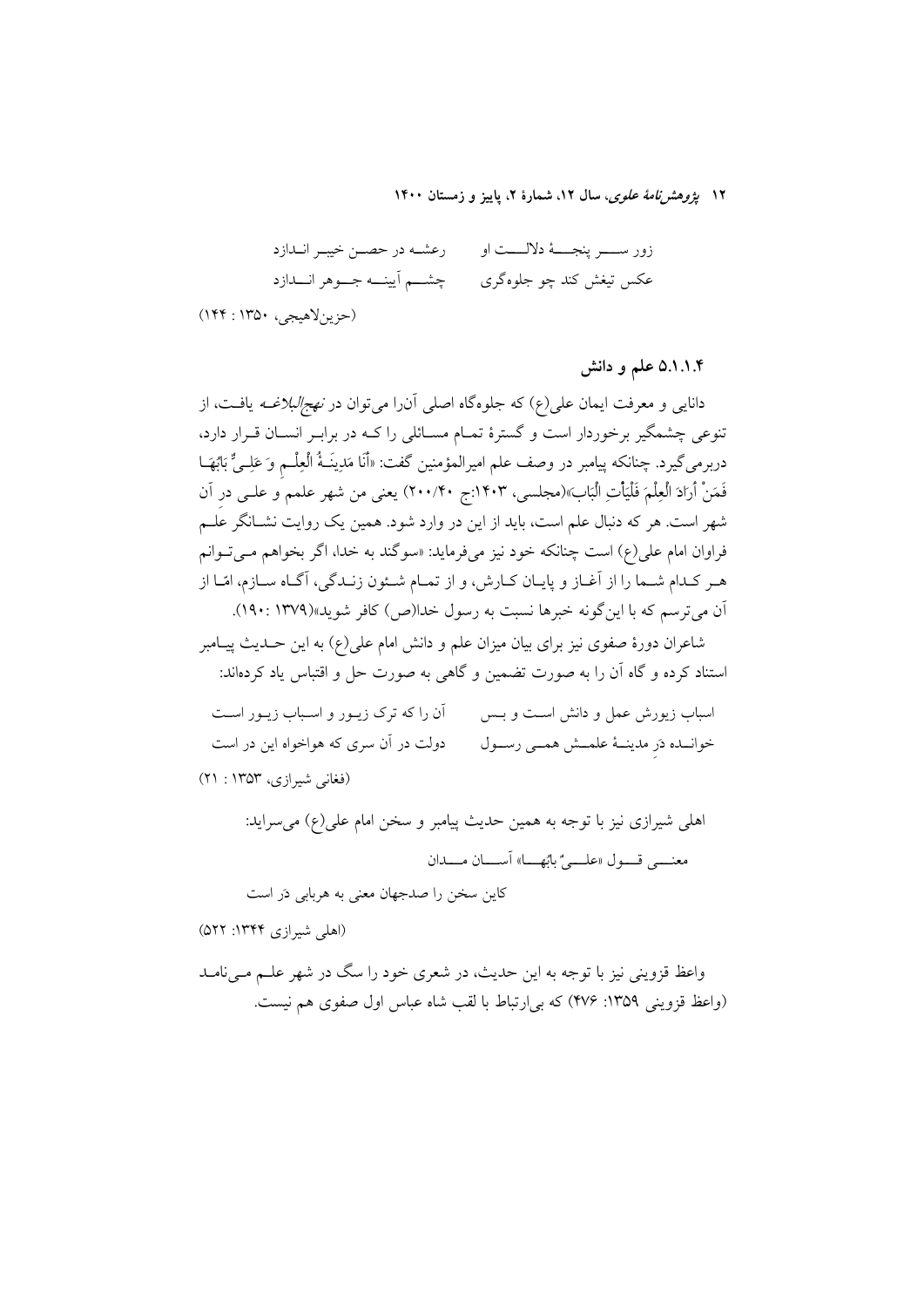زور سـر پنجـهٔ دلالـت او &nbsp;&nbsp;&nbsp;&nbsp; رعشه در حصن خیبر اندازد

عکس تیغش کند چو جلوه‌گری &nbsp;&nbsp;&nbsp;&nbsp; چشم آیینه جوهر اندازد

(حزین‌لاهیجی، ۱۳۵۰ : ۱۴۴)

### ۵.۱.۱.۴ علم و دانش

دانایی و معرفت ایمان علی(ع) که جلوه‌گاه اصلی آن‌را می‌توان در *نهج‌البلاغه* یافت، از تنوعی چشمگیر برخوردار است و گسترهٔ تمام مسائلی را که در برابر انسان قرار دارد، دربرمی‌گیرد. چنانکه پیامبر در وصف علم امیرالمؤمنین گفت: «أَنَا مَدِينَةُ الْعِلْمِ وَ عَلِيٌّ بَابُهَا فَمَنْ أَرَادَ الْعِلْمَ فَلْيَأْتِ الْبَابَ»(مجلسی، ۱۴۰۳:ج ۲۰۰/۴۰) یعنی من شهر علمم و علی درِ آن شهر است. هر که دنبال علم است، باید از این در وارد شود. همین یک روایت نشانگر علم فراوان امام علی(ع) است چنانکه خود نیز می‌فرماید: «سوگند به خدا، اگر بخواهم می‌توانم هر کدام شما را از آغاز و پایان کارش، و از تمام شئون زندگی، آگاه سازم، امّا از آن می‌ترسم که با این‌گونه خبرها نسبت به رسول خدا(ص) کافر شوید»(۱۳۷۹ :۱۹۰).

شاعران دورهٔ صفوی نیز برای بیان میزان علم و دانش امام علی(ع) به این حدیث پیامبر استناد کرده و گاه آن را به صورت تضمین و گاهی به صورت حل و اقتباس یاد کرده‌اند:

اسباب زیورش عمل و دانش است و بس &nbsp;&nbsp;&nbsp;&nbsp; آن را که ترک زیور و اسباب زیور است

خوانده دَرِ مدینهٔ علمش همی رسول &nbsp;&nbsp;&nbsp;&nbsp; دولت در آن سری که هواخواه این در است

(فغانی شیرازی، ۱۳۵۳ : ۲۱)

اهلی شیرازی نیز با توجه به همین حدیث پیامبر و سخن امام علی(ع) می‌سراید:

معنی قول «علیٌ بابُها» آسان مدان

کاین سخن را صدجهان معنی به هربابی دَر است

(اهلی شیرازی ۱۳۴۴: ۵۲۲)

واعظ قزوینی نیز با توجه به این حدیث، در شعری خود را سگ در شهر علم می‌نامد (واعظ قزوینی ۱۳۵۹: ۴۷۶) که بی‌ارتباط با لقب شاه عباس اول صفوی هم نیست.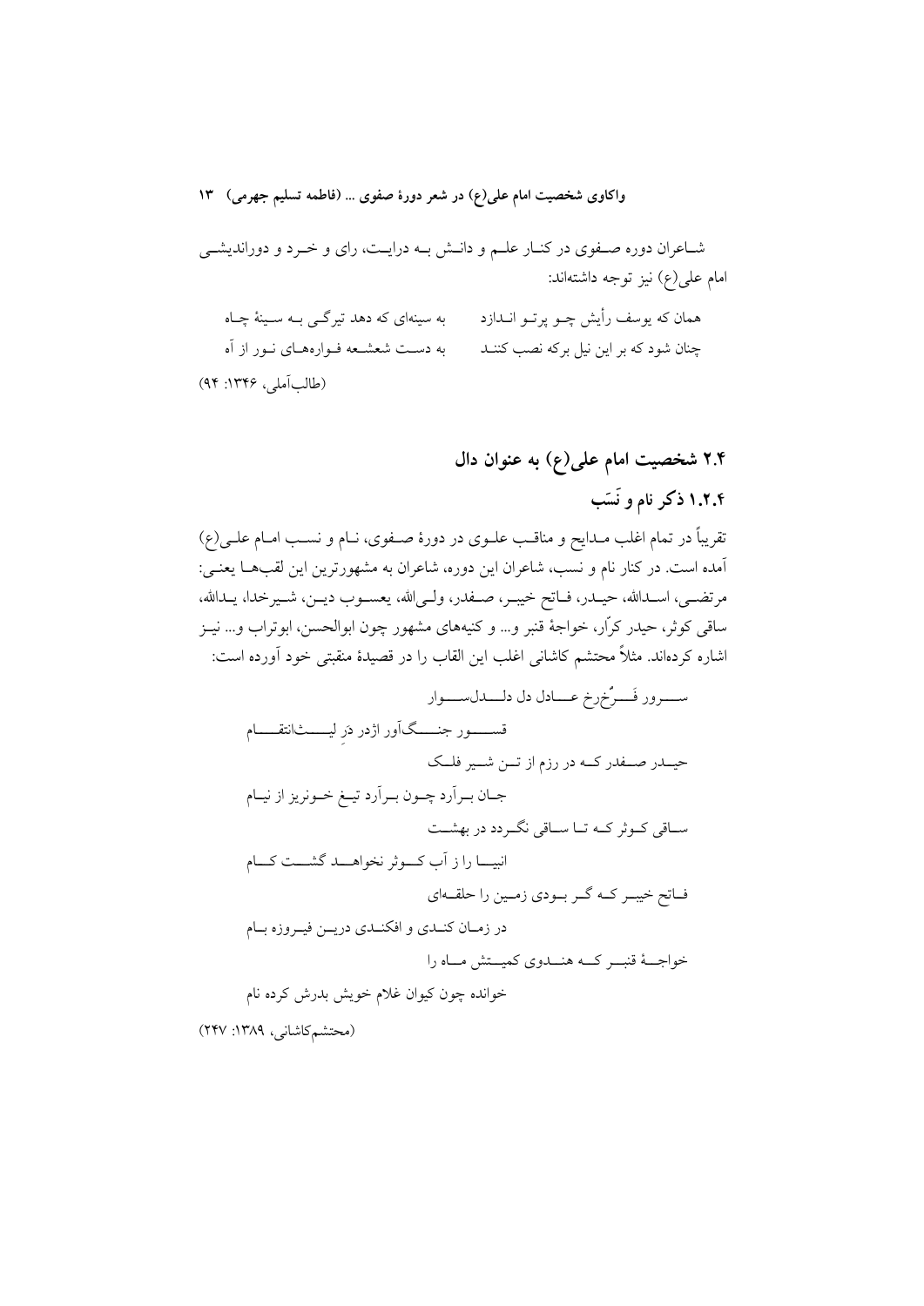شاعران دوره صفوی در کنار علم و دانش به درایت، رای و خرد و دوراندیشی امام علی(ع) نیز توجه داشته‌اند:

همان که یوسف رأیش چو پرتو اندازد　　به سینه‌ای که دهد تیرگی به سینهٔ چاه

چنان شود که بر این نیل برکه نصب کنند　　به دست شعشعه فواره‌های نور از آه

(طالب‌آملی، ۱۳۴۶: ۹۴)

## ۲.۴ شخصیت امام علی(ع) به عنوان دال

### ۱.۲.۴ ذکر نام و نَسَب

تقریباً در تمام اغلب مدایح و مناقب علوی در دورهٔ صفوی، نام و نسب امام علی(ع) آمده است. در کنار نام و نسب، شاعران این دوره، شاعران به مشهورترین این لقب‌ها یعنی: مرتضی، اسدالله، حیدر، فاتح خیبر، صفدر، ولی‌الله، یعسوب دین، شیرخدا، یدالله، ساقی کوثر، حیدر کرّار، خواجهٔ قنبر و... و کنیه‌های مشهور چون ابوالحسن، ابوتراب و... نیز اشاره کرده‌اند. مثلاً محتشم کاشانی اغلب این القاب را در قصیدهٔ منقبتی خود آورده است:

سرور فَرُّخ‌رخ عادل دل دلدل‌سوار

قسور جنگ‌آور اژدر دَرِ لیث‌انتقام

حیدر صفدر که در رزم از تن شیر فلک

جان برآرد چون برآرد تیغ خونریز از نیام

ساقی کوثر که تا ساقی نگردد در بهشت

انبیا را ز آب کوثر نخواهد گشت کام

فاتح خیبر که گر بودی زمین را حلقه‌ای

در زمان کندی و افکندی درین فیروزه بام

خواجهٔ قنبر که هندوی کمیتش ماه را

خوانده چون کیوان غلام خویش بدرش کرده نام

(محتشم‌کاشانی، ۱۳۸۹: ۲۴۷)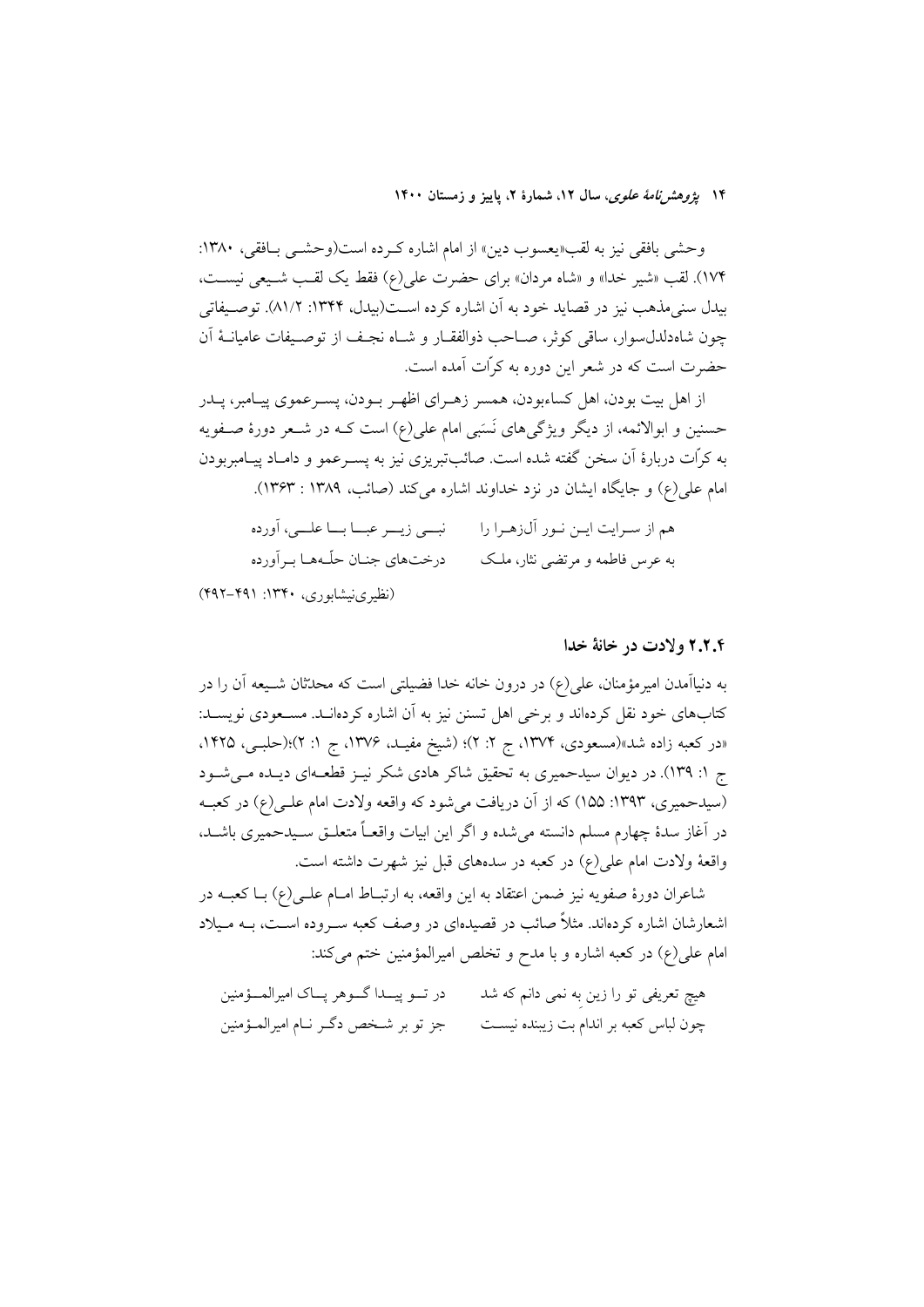وحشی بافقی نیز به لقب«یعسوب دین» از امام اشاره کرده است(وحشی بافقی، ۱۳۸۰: ۱۷۴). لقب «شیر خدا» و «شاه مردان» برای حضرت علی(ع) فقط یک لقب شیعی نیست، بیدل سنی‌مذهب نیز در قصاید خود به آن اشاره کرده است(بیدل، ۱۳۴۴: ۸۱/۲). توصیفاتی چون شاه‌دلدل‌سوار، ساقی کوثر، صاحب ذوالفقار و شاه نجف از توصیفات عامیانهٔ آن حضرت است که در شعر این دوره به کرّات آمده است.

از اهل بیت بودن، اهل کساءبودن، همسر زهرای اطهر بودن، پسرعموی پیامبر، پدر حسنین و ابوالائمه، از دیگر ویژگی‌های نَسَبی امام علی(ع) است که در شعر دورهٔ صفویه به کرّات دربارهٔ آن سخن گفته شده است. صائب‌تبریزی نیز به پسرعمو و داماد پیامبربودن امام علی(ع) و جایگاه ایشان در نزد خداوند اشاره می‌کند (صائب، ۱۳۸۹ : ۱۳۶۳).

هم از سرایت این نور آل‌زهرا را | نبی زیر عبا با علی، آورده
به عرس فاطمه و مرتضی نثار، ملک | درخت‌های جنان حلّه‌ها برآورده

(نظیری‌نیشابوری، ۱۳۴۰: ۴۹۱-۴۹۲)

### ۲.۲.۴ ولادت در خانهٔ خدا

به دنیاآمدن امیرمؤمنان، علی(ع) در درون خانه خدا فضیلتی است که محدثان شیعه آن را در کتاب‌های خود نقل کرده‌اند و برخی اهل تسنن نیز به آن اشاره کرده‌اند. مسعودی نویسد: «در کعبه زاده شد»(مسعودی، ۱۳۷۴، ج ۲: ۲)؛ (شیخ مفید، ۱۳۷۶، ج ۱: ۲)؛(حلبی، ۱۴۲۵، ج ۱: ۱۳۹). در دیوان سیدحمیری به تحقیق شاکر هادی شکر نیز قطعه‌ای دیده می‌شود (سیدحمیری، ۱۳۹۳: ۱۵۵) که از آن دریافت می‌شود که واقعه ولادت امام علی(ع) در کعبه در آغاز سدهٔ چهارم مسلم دانسته می‌شده و اگر این ابیات واقعاً متعلق سیدحمیری باشد، واقعهٔ ولادت امام علی(ع) در کعبه در سده‌های قبل نیز شهرت داشته است.

شاعران دورهٔ صفویه نیز ضمن اعتقاد به این واقعه، به ارتباط امام علی(ع) با کعبه در اشعارشان اشاره کرده‌اند. مثلاً صائب در قصیده‌ای در وصف کعبه سروده است، به میلاد امام علی(ع) در کعبه اشاره و با مدح و تخلص امیرالمؤمنین ختم می‌کند:

هیچ تعریفی تو را زین به نمی دانم که شد | در تو پیدا گوهر پاک امیرالمؤمنین
چون لباس کعبه بر اندام بت زیبنده نیست | جز تو بر شخص دگر نام امیرالمؤمنین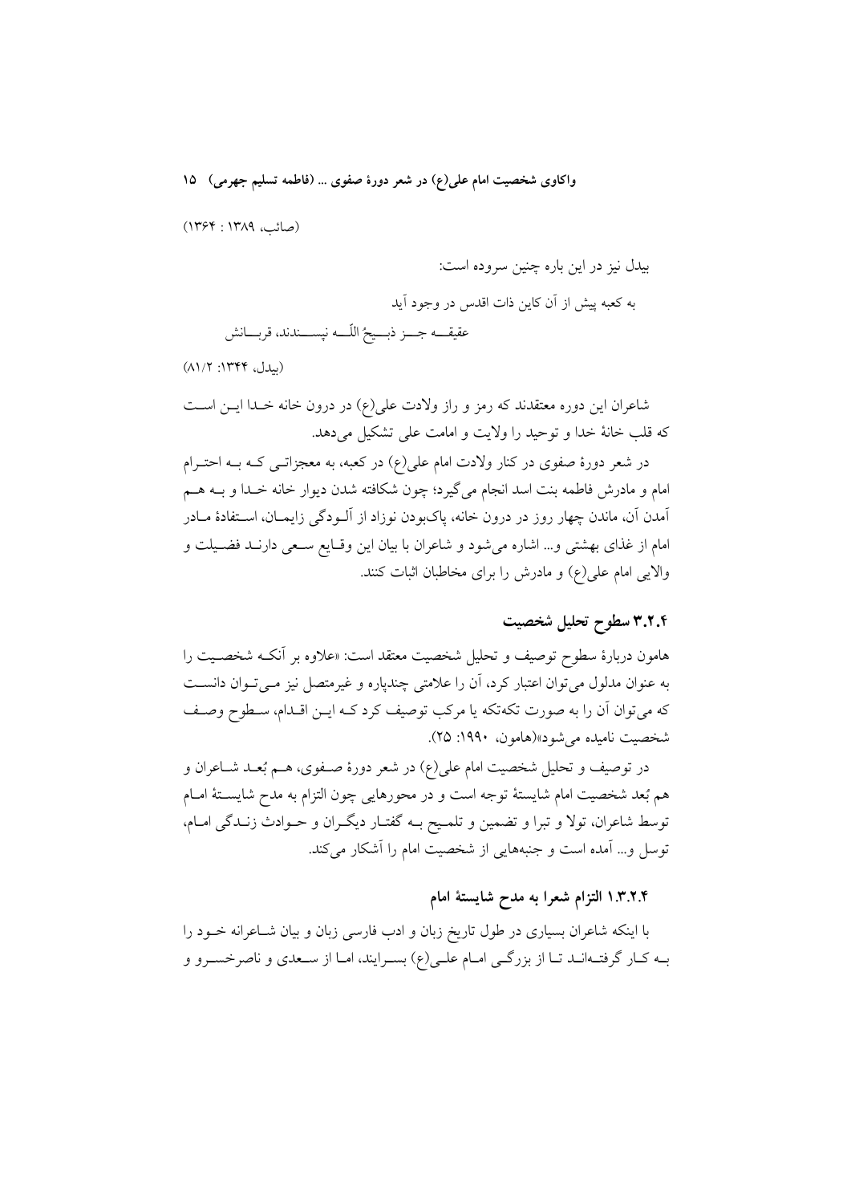(صائب، ۱۳۸۹ : ۱۳۶۴)

بیدل نیز در این باره چنین سروده است:

به کعبه پیش از آن کاین ذات اقدس در وجود آید
عقیقه جز ذبیحُ اللّه نپسندند، قربانش

(بیدل، ۱۳۴۴: ۸۱/۲)

شاعران این دوره معتقدند که رمز و راز ولادت علی(ع) در درون خانه خدا این است که قلب خانۀ خدا و توحید را ولایت و امامت علی تشکیل می‌دهد.

در شعر دورۀ صفوی در کنار ولادت امام علی(ع) در کعبه، به معجزاتی که به احترام امام و مادرش فاطمه بنت اسد انجام می‌گیرد؛ چون شکافته شدن دیوار خانه خدا و به هم آمدن آن، ماندن چهار روز در درون خانه، پاک‌بودن نوزاد از آلودگی زایمان، استفادۀ مادر امام از غذای بهشتی و... اشاره می‌شود و شاعران با بیان این وقایع سعی دارند فضیلت و والایی امام علی(ع) و مادرش را برای مخاطبان اثبات کنند.

### ۳.۲.۴ سطوح تحلیل شخصیت

هامون دربارۀ سطوح توصیف و تحلیل شخصیت معتقد است: «علاوه بر آنکه شخصیت را به عنوان مدلول می‌توان اعتبار کرد، آن را علامتی چندپاره و غیرمتصل نیز می‌توان دانست که می‌توان آن را به صورت تکه‌تکه یا مرکب توصیف کرد که این اقدام، سطوح وصف شخصیت نامیده می‌شود»(هامون، ۱۹۹۰: ۲۵).

در توصیف و تحلیل شخصیت امام علی(ع) در شعر دورۀ صفوی، هم بُعد شاعران و هم بُعد شخصیت امام شایستۀ توجه است و در محورهایی چون التزام به مدح شایستۀ امام توسط شاعران، تولا و تبرا و تضمین و تلمیح به گفتار دیگران و حوادث زندگی امام، توسل و... آمده است و جنبه‌هایی از شخصیت امام را آشکار می‌کند.

#### ۱.۳.۲.۴ التزام شعرا به مدح شایستۀ امام

با اینکه شاعران بسیاری در طول تاریخ زبان و ادب فارسی زبان و بیان شاعرانه خود را به کار گرفته‌اند تا از بزرگی امام علی(ع) بسرایند، اما از سعدی و ناصرخسرو و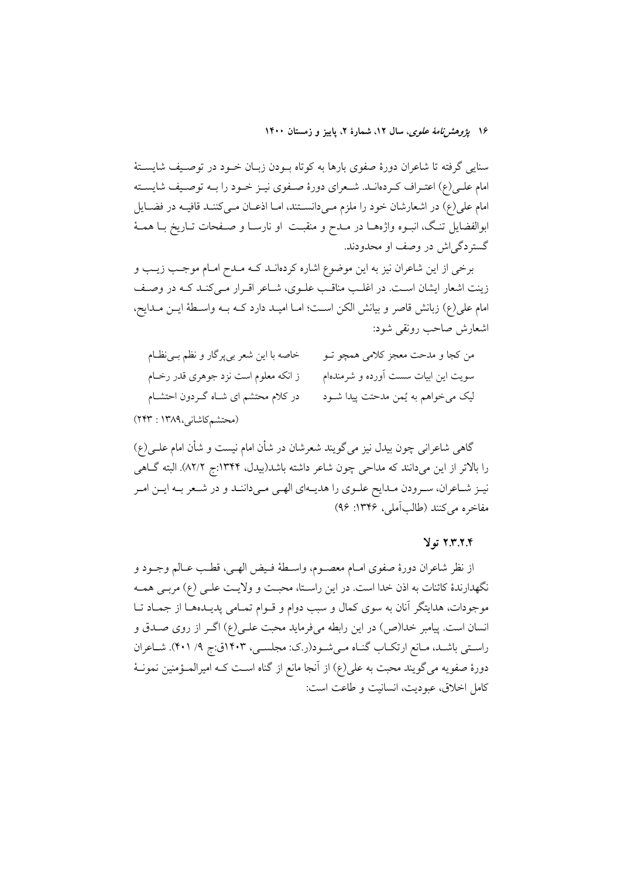سنایی گرفته تا شاعران دورهٔ صفوی بارها به کوتاه بودن زبان خود در توصیف شایستهٔ امام علی(ع) اعتراف کرده‌اند. شعرای دورهٔ صفوی نیز خود را به توصیف شایسته امام علی(ع) در اشعارشان خود را ملزم می‌دانستند، اما اذعان می‌کنند قافیه در فضایل ابوالفضایل تنگ، انبوه واژه‌ها در مدح و منقبت او نارسا و صفحات تاریخ با همهٔ گستردگی‌اش در وصف او محدودند.

برخی از این شاعران نیز به این موضوع اشاره کرده‌اند که مدح امام موجب زیب و زینت اشعار ایشان است. در اغلب مناقب علوی، شاعر اقرار می‌کند که در وصف امام علی(ع) زبانش قاصر و بیانش الکن است؛ اما امید دارد که به واسطهٔ این مدایح، اشعارش صاحب رونقی شود:

| | |
|---|---|
| من کجا و مدحت معجز کلامی همچو تو | خاصه با این شعر بی‌پرگار و نظم بی‌نظام |
| سویت این ابیات سست آورده و شرمنده‌ام | ز انکه معلوم است نزد جوهری قدر رخام |
| لیک می‌خواهم به یُمن مدحتت پیدا شود | در کلام محتشم ای شاه گردون احتشام |

(محتشم‌کاشانی،۱۳۸۹ : ۲۴۳)

گاهی شاعرانی چون بیدل نیز می‌گویند شعرشان در شأن امام نیست و شأن امام علی(ع) را بالاتر از این می‌دانند که مداحی چون شاعر داشته باشد(بیدل، ۱۳۴۴:ج ۸۲/۲). البته گاهی نیز شاعران، سرودن مدایح علوی را هدیه‌ای الهی می‌دانند و در شعر به این امر مفاخره می‌کنند (طالب‌آملی، ۱۳۴۶: ۹۶)

### ۲.۳.۲.۴ تولا

از نظر شاعران دورهٔ صفوی امام معصوم، واسطهٔ فیض الهی، قطب عالم وجود و نگهدارندهٔ کائنات به اذن خدا است. در این راستا، محبت و ولایت علی (ع) مربی همه موجودات، هدایتگر آنان به سوی کمال و سبب دوام و قوام تمامی پدیده‌ها از جماد تا انسان است. پیامبر خدا(ص) در این رابطه می‌فرماید محبت علی(ع) اگر از روی صدق و راستی باشد، مانع ارتکاب گناه می‌شود(ر.ک: مجلسی، ۱۴۰۳ق:ج ۹/ ۴۰۱). شاعران دورهٔ صفویه می‌گویند محبت به علی(ع) از آنجا مانع از گناه است که امیرالمؤمنین نمونهٔ کامل اخلاق، عبودیت، انسانیت و طاعت است: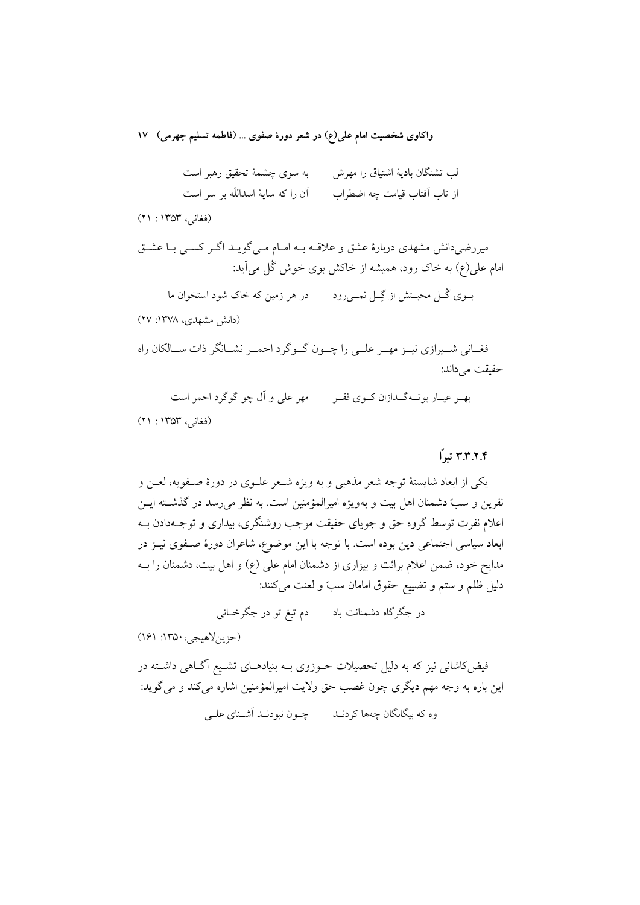لب تشنگان بادیهٔ اشتیاق را مهرش　　به سوی چشمهٔ تحقیق رهبر است
از تاب آفتاب قیامت چه اضطراب　　آن را که سایهٔ اسداللّه بر سر است

(فغانی، ۱۳۵۳ : ۲۱)

میررضی‌دانش مشهدی دربارهٔ عشق و علاقه به امام می‌گوید اگر کسی با عشق امام علی(ع) به خاک رود، همیشه از خاکش بوی خوش گُل می‌آید:

بوی گُل محبتش از گِل نمی‌رود　　در هر زمین که خاک شود استخوان ما

(دانش مشهدی، ۱۳۷۸: ۲۷)

فغانی شیرازی نیز مهر علی را چون گوگرد احمر نشانگر ذات سالکان راه حقیقت می‌داند:

بهر عیار بوته‌گدازان کوی فقر　　مهر علی و آل چو گوگرد احمر است

(فغانی، ۱۳۵۳ : ۲۱)

### ۳.۳.۲.۴ تبرا

یکی از ابعاد شایستهٔ توجه شعر مذهبی و به ویژه شعر علوی در دورهٔ صفویه، لعن و نفرین و سبّ دشمنان اهل بیت و به‌ویژه امیرالمؤمنین است. به نظر می‌رسد در گذشته این اعلام نفرت توسط گروه حق و جویای حقیقت موجب روشنگری، بیداری و توجه‌دادن به ابعاد سیاسی اجتماعی دین بوده است. با توجه با این موضوع، شاعران دورهٔ صفوی نیز در مدایح خود، ضمن اعلام برائت و بیزاری از دشمنان امام علی (ع) و اهل بیت، دشمنان را به دلیل ظلم و ستم و تضییع حقوق امامان سبّ و لعنت می‌کنند:

در جگرگاه دشمنانت باد　　دم تیغ تو در جگرخائی

(حزین‌لاهیجی،۱۳۵۰: ۱۶۱)

فیض‌کاشانی نیز که به دلیل تحصیلات حوزوی به بنیادهای تشیع آگاهی داشته در این باره به وجه مهم دیگری چون غصب حق ولایت امیرالمؤمنین اشاره می‌کند و می‌گوید:

وه که بیگانگان چه‌ها کردند　　چون نبودند آشنای علی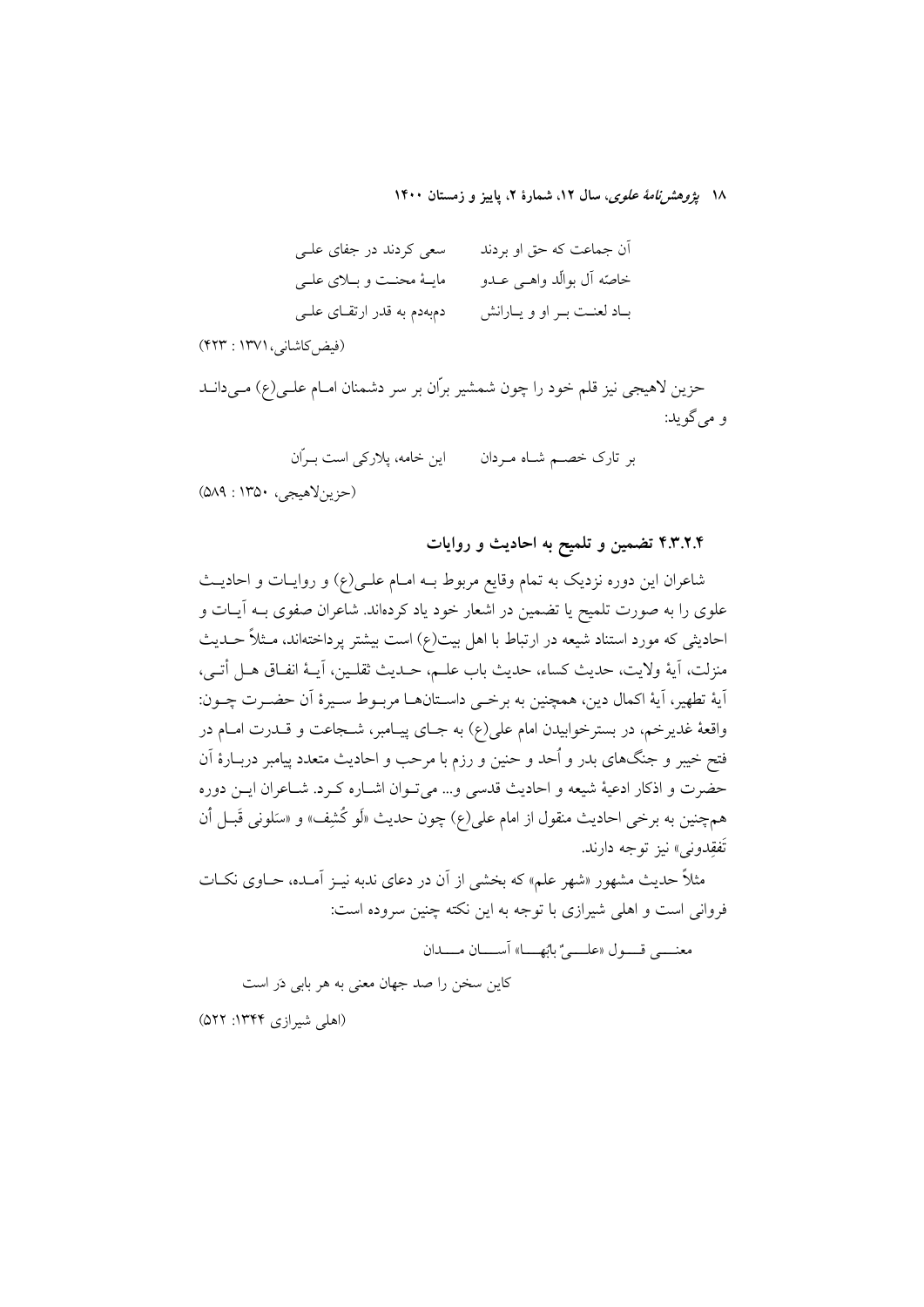آن جماعت که حق او بردند　　سعی کردند در جفای علی

خاصّه آل بوالّد واهی عدو　　مایهٔ محنت و بلای علی

باد لعنت بر او و یارانش　　دم‌به‌دم به قدر ارتقای علی

(فیض‌کاشانی، ۱۳۷۱ : ۴۲۳)

حزین لاهیجی نیز قلم خود را چون شمشیر برّان بر سر دشمنان امام علی(ع) می‌داند و می‌گوید:

بر تارک خصم شاه مردان　　این خامه، پلارکی است برّان

(حزین‌لاهیجی، ۱۳۵۰ : ۵۸۹)

### ۴.۳.۲.۴ تضمین و تلمیح به احادیث و روایات

شاعران این دوره نزدیک به تمام وقایع مربوط به امام علی(ع) و روایات و احادیث علوی را به صورت تلمیح یا تضمین در اشعار خود یاد کرده‌اند. شاعران صفوی به آیات و احادیثی که مورد استناد شیعه در ارتباط با اهل بیت(ع) است بیشتر پرداخته‌اند، مثلاً حدیث منزلت، آیهٔ ولایت، حدیث کساء، حدیث باب علم، حدیث ثقلین، آیهٔ انفاق هل أتی، آیهٔ تطهیر، آیهٔ اکمال دین، همچنین به برخی داستان‌ها مربوط سیرهٔ آن حضرت چون: واقعهٔ غدیرخم، در بسترخوابیدن امام علی(ع) به جای پیامبر، شجاعت و قدرت امام در فتح خیبر و جنگ‌های بدر و اُحد و حنین و رزم با مرحب و احادیث متعدد پیامبر دربارهٔ آن حضرت و اذکار ادعیهٔ شیعه و احادیث قدسی و... می‌توان اشاره کرد. شاعران این دوره همچنین به برخی احادیث منقول از امام علی(ع) چون حدیث «لَو کُشِفَ» و «سَلونی قَبل أن تَفقِدونی» نیز توجه دارند.

مثلاً حدیث مشهور «شهر علم» که بخشی از آن در دعای ندبه نیز آمده، حاوی نکات فراوانی است و اهلی شیرازی با توجه به این نکته چنین سروده است:

معنی قول «علیٌ بابُها» آسان مدان

کاین سخن را صد جهان معنی به هر بابی دَر است

(اهلی شیرازی ۱۳۴۴: ۵۲۲)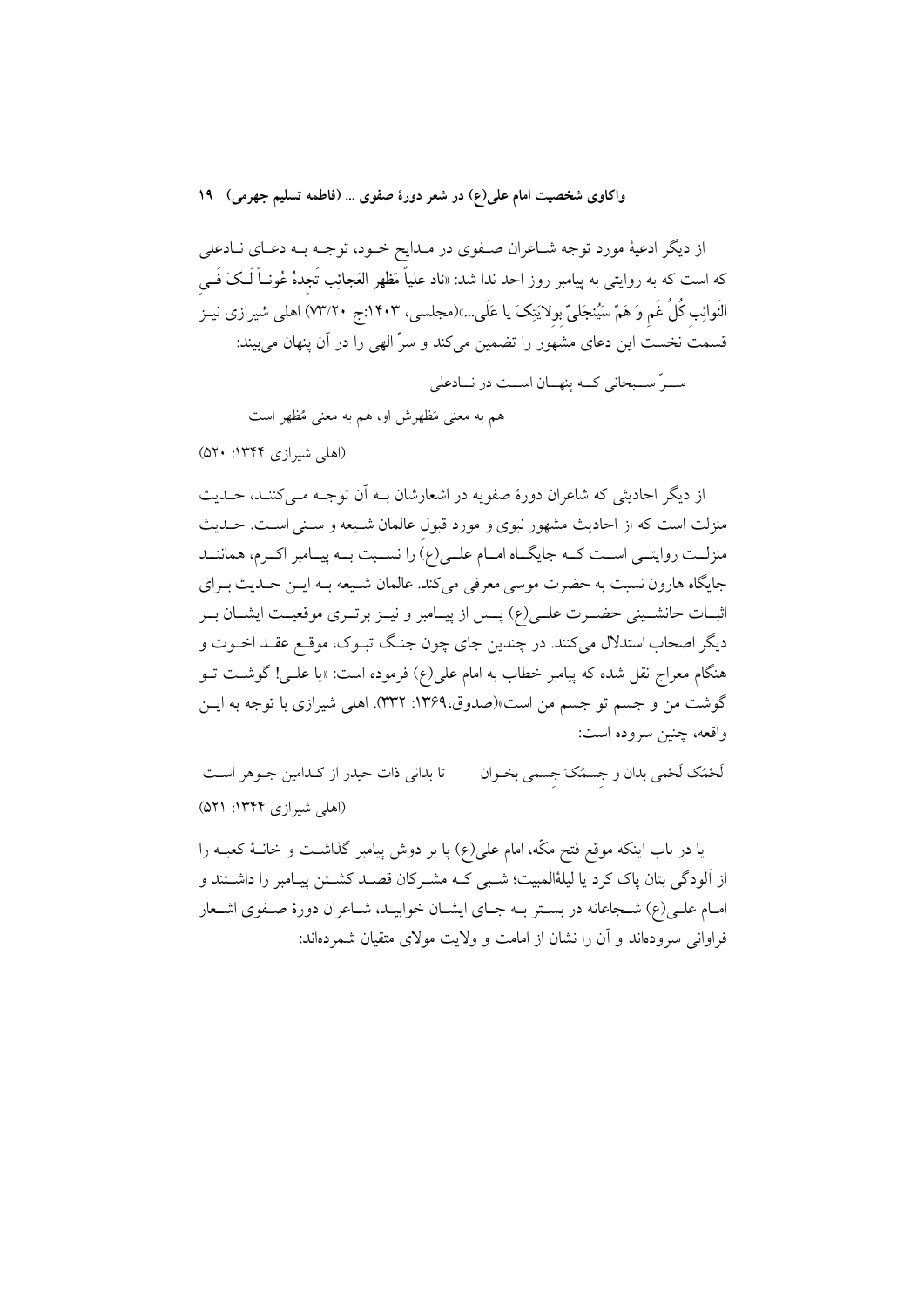از دیگر ادعیهٔ مورد توجه شاعران صفوی در مدایح خود، توجه به دعای نادعلی که است که به روایتی به پیامبر روز احد ندا شد: «ناد علیاً مَظهر العَجائِبِ تَجِدهُ عُوناً لَکَ فی النَوائِبِ کُلُ غَمٍ وَ هَمّ سَیُنجَلیّ بِولایَتِکَ یا عَلی...»(مجلسی، ۱۴۰۳:ج ۷۳/۲۰) اهلی شیرازی نیز قسمت نخست این دعای مشهور را تضمین می‌کند و سرّ الهی را در آن پنهان می‌بیند:

سرّ سبحانی که پنهان است در نادعلی

هم به معنی مَظهرش او، هم به معنی مُظهر است

(اهلی شیرازی ۱۳۴۴: ۵۲۰)

از دیگر احادیثی که شاعران دورهٔ صفویه در اشعارشان به آن توجه می‌کنند، حدیث منزلت است که از احادیث مشهور نبوی و مورد قبول عالمان شیعه و سنی است. حدیث منزلت روایتی است که جایگاه امام علی(ع) را نسبت به پیامبر اکرم، همانند جایگاه هارون نسبت به حضرت موسی معرفی می‌کند. عالمان شیعه به این حدیث برای اثبات جانشینی حضرت علی(ع) پس از پیامبر و نیز برتری موقعیت ایشان بر دیگر اصحاب استدلال می‌کنند. در چندین جای چون جنگ تبوک، موقع عقد اخوت و هنگام معراج نقل شده که پیامبر خطاب به امام علی(ع) فرموده است: «یا علی! گوشت تو گوشت من و جسم تو جسم من است»(صدوق،۱۳۶۹: ۳۳۲). اهلی شیرازی با توجه به این واقعه، چنین سروده است:

لَحمُکَ لَحمی بدان و جِسمُکَ جِسمی بخوان      تا بدانی ذات حیدر از کدامین جوهر است

(اهلی شیرازی ۱۳۴۴: ۵۲۱)

یا در باب اینکه موقع فتح مکّه، امام علی(ع) پا بر دوش پیامبر گذاشت و خانهٔ کعبه را از آلودگی بتان پاک کرد یا لیلهٔ‌المبیت؛ شبی که مشرکان قصد کشتن پیامبر را داشتند و امام علی(ع) شجاعانه در بستر به جای ایشان خوابید، شاعران دورهٔ صفوی اشعار فراوانی سروده‌اند و آن را نشان از امامت و ولایت مولای متقیان شمرده‌اند: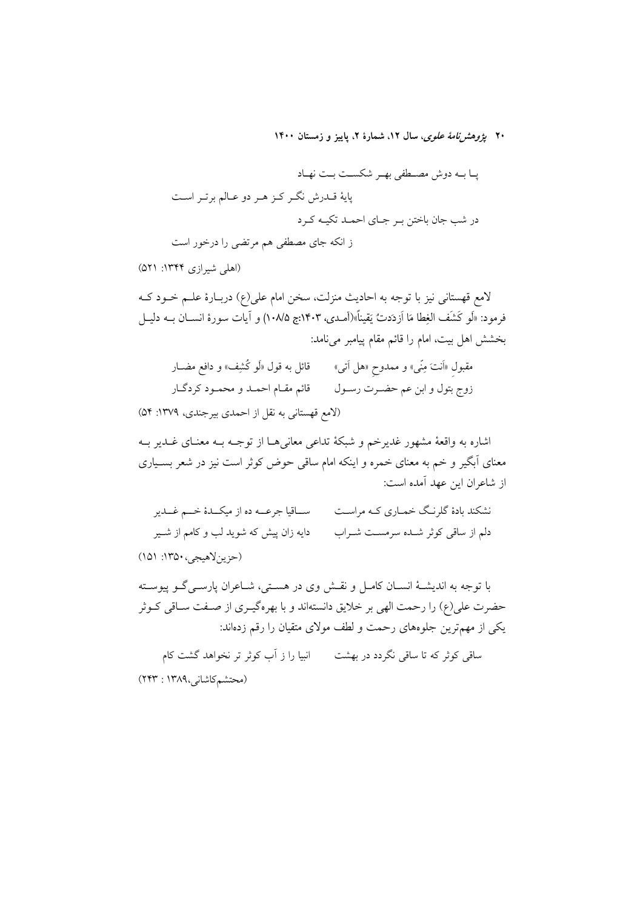پـا بـه دوش مصـطفی بهـر شکسـت بـت نهـاد

پایهٔ قـدرش نگـر کـز هـر دو عـالم برتـر اسـت

در شب جان باختن بـر جـای احمـد تکیـه کـرد

ز انکه جای مصطفی هم مرتضی را درخور است

(اهلی شیرازی ۱۳۴۴: ۵۲۱)

لامع قهستانی نیز با توجه به احادیث منزلت، سخن امام علی(ع) دربـارهٔ علـم خـود کـه فرمود: «لَو کَشَفَ الغِطا مَا اَزدَدتُ یَقیناً»(آمـدی، ۱۴۰۳:ج ۱۰۸/۵) و آیات سورهٔ انسـان بـه دلیـل بخشش اهل بیت، امام را قائم مقام پیامبر می‌نامد:

مقبولِ «اَنتَ مِنّی» و ممدوحِ «هل اَتی» &nbsp;&nbsp;&nbsp;&nbsp; قائل به قول «لَو کُشِف» و دافع مضـار

زوج بتول و ابن عم حضـرت رسـول &nbsp;&nbsp;&nbsp;&nbsp; قائم مقـام احمـد و محمـود کردگـار

(لامع قهستانی به نقل از احمدی بیرجندی، ۱۳۷۹: ۵۴)

اشاره به واقعهٔ مشهور غدیرخم و شبکهٔ تداعی معانی‌هـا از توجـه بـه معنـای غـدیر بـه معنای آبگیر و خم به معنای خمره و اینکه امام ساقی حوض کوثر است نیز در شعر بسـیاری از شاعران این عهد آمده است:

نشکند بادهٔ گلرنـگ خمـاری کـه مراسـت &nbsp;&nbsp;&nbsp;&nbsp; سـاقیا جرعـه ده از میکـدهٔ خـم غـدیر

دلم از ساقی کوثر شـده سرمسـت شـراب &nbsp;&nbsp;&nbsp;&nbsp; دایه زان پیش که شوید لب و کامم از شـیر

(حزین‌لاهیجی،۱۳۵۰: ۱۵۱)

با توجه به اندیشـهٔ انسـان کامـل و نقـش وی در هسـتی، شـاعران پارسـی‌گـو پیوسـته حضرت علی(ع) را رحمت الهی بر خلایق دانسته‌اند و با بهره‌گیـری از صـفت سـاقی کـوثر یکی از مهم‌ترین جلوه‌های رحمت و لطف مولای متقیان را رقم زده‌اند:

ساقی کوثر که تا ساقی نگردد در بهشت &nbsp;&nbsp;&nbsp;&nbsp; انبیا را ز آب کوثر تر نخواهد گشت کام

(محتشم‌کاشانی،۱۳۸۹ : ۲۴۳)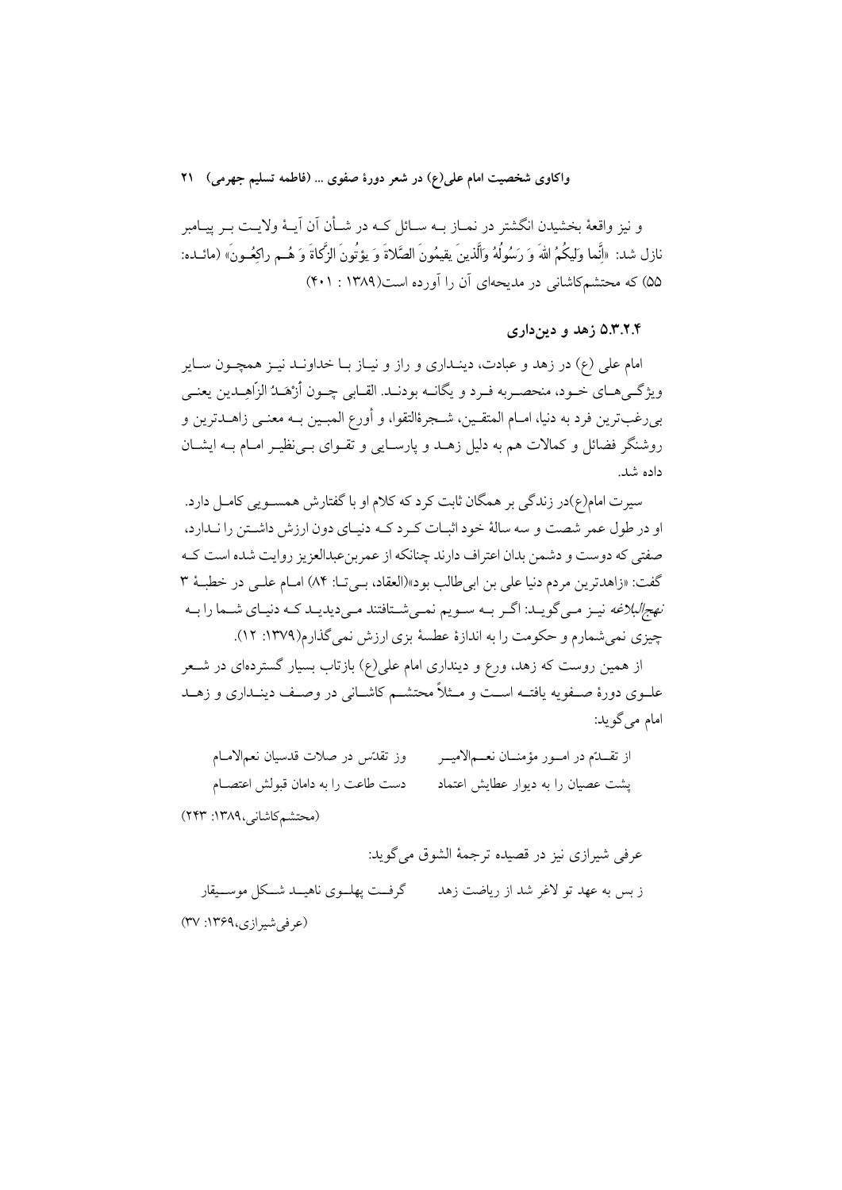و نیز واقعهٔ بخشیدن انگشتر در نماز به سائل که در شأن آن آیهٔ ولایت بر پیامبر نازل شد: «اِنَّما وَلیکُمُ اللهَ وَ رَسُولُهُ وَالَّذینَ یقیمُونَ الصَّلاةَ وَ یؤتُونَ الزَّکاةَ وَ هُم راکِعُونَ» (مائده: ۵۵) که محتشم‌کاشانی در مدیحه‌ای آن را آورده است(۱۳۸۹ : ۴۰۱)

### ۵.۳.۲.۴ زهد و دین‌داری

امام علی (ع) در زهد و عبادت، دینداری و راز و نیاز با خداوند نیز همچون سایر ویژگی‌های خود، منحصربه فرد و یگانه بودند. القابی چون أزْهَدُ الزّاهِدین یعنی بی‌رغب‌ترین فرد به دنیا، امام المتقین، شجرةالتقوا، و أورع المبین به معنی زاهدترین و روشنگر فضائل و کمالات هم به دلیل زهد و پارسایی و تقوای بی‌نظیر امام به ایشان داده شد.

سیرت امام(ع)در زندگی بر همگان ثابت کرد که کلام او با گفتارش همسویی کامل دارد. او در طول عمر شصت و سه سالهٔ خود اثبات کرد که دنیای دون ارزش داشتن را ندارد، صفتی که دوست و دشمن بدان اعتراف دارند چنانکه از عمربن‌عبدالعزیز روایت شده است که گفت: «زاهدترین مردم دنیا علی بن ابی‌طالب بود»(العقاد، بی‌تا: ۸۴) امام علی در خطبهٔ ۳ *نهج‌البلاغه* نیز می‌گوید: اگر به سویم نمی‌شتافتند می‌دیدید که دنیای شما را به چیزی نمی‌شمارم و حکومت را به اندازهٔ عطسهٔ بزی ارزش نمی‌گذارم(۱۳۷۹: ۱۲).

از همین روست که زهد، ورع و دینداری امام علی(ع) بازتاب بسیار گسترده‌ای در شعر علوی دورهٔ صفویه یافته است و مثلاً محتشم کاشانی در وصف دینداری و زهد امام می‌گوید:

از تقدّم در امور مؤمنان نعم‌الامیر &nbsp;&nbsp;&nbsp;&nbsp; وز تقدّس در صلات قدسیان نعم‌الامام

پشت عصیان را به دیوار عطایش اعتماد &nbsp;&nbsp;&nbsp;&nbsp; دست طاعت را به دامان قبولش اعتصام

(محتشم‌کاشانی،۱۳۸۹: ۲۴۳)

عرفی شیرازی نیز در قصیده ترجمهٔ الشوق می‌گوید:

ز بس به عهد تو لاغر شد از ریاضت زهد &nbsp;&nbsp;&nbsp;&nbsp; گرفت پهلوی ناهید شکل موسیقار

(عرفی‌شیرازی،۱۳۶۹: ۳۷)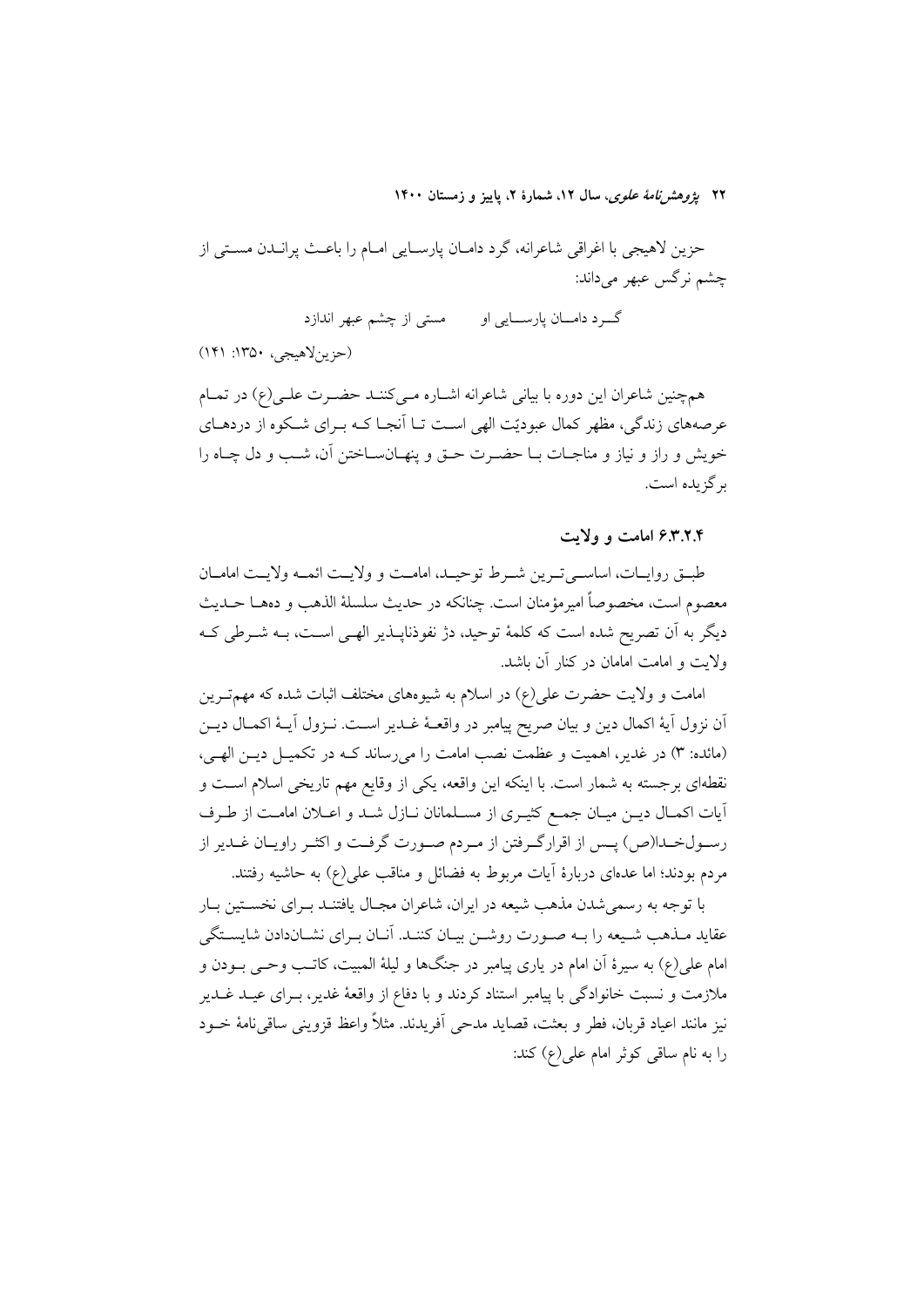حزین لاهیجی با اغراقی شاعرانه، گرد دامان پارسایی امام را باعث پراندن مستی از چشم نرگس عبهر می‌داند:

گـرد دامـان پارسـایی او     مستی از چشم عبهر اندازد

(حزین‌لاهیجی، ۱۳۵۰: ۱۴۱)

هم‌چنین شاعران این دوره با بیانی شاعرانه اشاره می‌کنند حضرت علی(ع) در تمام عرصه‌های زندگی، مظهر کمال عبودیّت الهی است تا آنجا که برای شکوه از دردهای خویش و راز و نیاز و مناجات با حضرت حق و پنهان‌ساختن آن، شب و دل چاه را برگزیده است.

### ۶.۳.۲.۴ امامت و ولایت

طبق روایات، اساسی‌ترین شرط توحید، امامت و ولایت ائمه ولایت امامان معصوم است، مخصوصاً امیرمؤمنان است. چنانکه در حدیث سلسلهٔ الذهب و ده‌ها حدیث دیگر به آن تصریح شده است که کلمهٔ توحید، دژ نفوذناپذیر الهی است، به شرطی که ولایت و امامت امامان در کنار آن باشد.

امامت و ولایت حضرت علی(ع) در اسلام به شیوه‌های مختلف اثبات شده که مهم‌ترین آن نزول آیهٔ اکمال دین و بیان صریح پیامبر در واقعهٔ غدیر است. نزول آیهٔ اکمال دین (مائده: ۳) در غدیر، اهمیت و عظمت نصب امامت را می‌رساند که در تکمیل دین الهی، نقطه‌ای برجسته به شمار است. با اینکه این واقعه، یکی از وقایع مهم تاریخی اسلام است و آیات اکمال دین میان جمع کثیری از مسلمانان نازل شد و اعلان امامت از طرف رسول‌خدا(ص) پس از اقرارگرفتن از مردم صورت گرفت و اکثر راویان غدیر از مردم بودند؛ اما عده‌ای دربارهٔ آیات مربوط به فضائل و مناقب علی(ع) به حاشیه رفتند.

با توجه به رسمی‌شدن مذهب شیعه در ایران، شاعران مجال یافتند برای نخستین بار عقاید مذهب شیعه را به صورت روشن بیان کنند. آنان برای نشان‌دادن شایستگی امام علی(ع) به سیرهٔ آن امام در یاری پیامبر در جنگ‌ها و لیلهٔ المبیت، کاتب وحی بودن و ملازمت و نسبت خانوادگی با پیامبر استناد کردند و با دفاع از واقعهٔ غدیر، برای عید غدیر نیز مانند اعیاد قربان، فطر و بعثت، قصاید مدحی آفریدند. مثلاً واعظ قزوینی ساقی‌نامهٔ خود را به نام ساقی کوثر امام علی(ع) کند: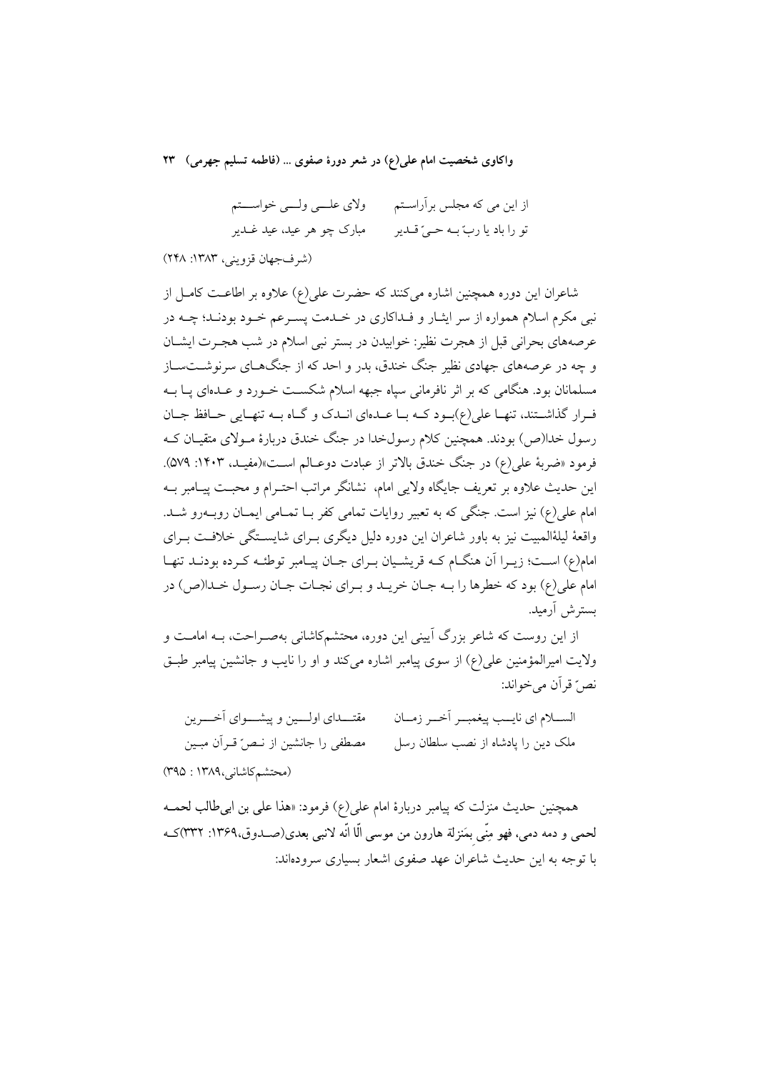از این می که مجلس برآراستم　　ولای علــی ولــی خواستم

تو را باد یا ربّ بـه حـیّ قـدیر　　مبارک چو هر عید، عید غـدیر

(شرف‌جهان قزوینی، ۱۳۸۳: ۲۴۸)

شاعران این دوره همچنین اشاره می‌کنند که حضرت علی(ع) علاوه بر اطاعـت کامـل از نبی مکرم اسلام همواره از سر ایثـار و فـداکاری در خـدمت پسـرعم خـود بودنـد؛ چـه در عرصه‌های بحرانی قبل از هجرت نظیر: خوابیدن در بستر نبی اسلام در شب هجـرت ایشـان و چه در عرصه‌های جهادی نظیر جنگ خندق، بدر و احد که از جنگ‌هـای سرنوشـت‌سـاز مسلمانان بود. هنگامی که بر اثر نافرمانی سپاه جبهه اسلام شکسـت خـورد و عـده‌ای پـا بـه فـرار گذاشـتند، تنهـا علی(ع)بـود کـه بـا عـده‌ای انـدک و گـاه بـه تنهـایی حـافظ جـان رسول خدا(ص) بودند. همچنین کلام رسول‌خدا در جنگ خندق دربارهٔ مـولای متقیـان کـه فرمود «ضربهٔ علی(ع) در جنگ خندق بالاتر از عبادت دوعـالم اسـت»(مفیـد، ۱۴۰۳: ۵۷۹). این حدیث علاوه بر تعریف جایگاه ولایی امام، نشانگر مراتب احتـرام و محبـت پیـامبر بـه امام علی(ع) نیز است. جنگی که به تعبیر روایات تمامی کفر بـا تمـامی ایمـان روبـه‌رو شـد. واقعهٔ لیلةالمبیت نیز به باور شاعران این دوره دلیل دیگری بـرای شایسـتگی خلافـت بـرای امام(ع) اسـت؛ زیـرا آن هنگـام کـه قریشـیان بـرای جـان پیـامبر توطئـه کـرده بودنـد تنهـا امام علی(ع) بود که خطرها را بـه جـان خریـد و بـرای نجـات جـان رسـول خـدا(ص) در بسترش آرمید.

از این روست که شاعر بزرگ آیینی این دوره، محتشم‌کاشانی به‌صـراحت، بـه امامـت و ولایت امیرالمؤمنین علی(ع) از سوی پیامبر اشاره می‌کند و او را نایب و جانشین پیامبر طبـق نصّ قرآن می‌خواند:

السـلام ای نایـب پیغمبـر آخـر زمـان　　مقتـدای اولـین و پیشـوای آخـرین

ملک دین را پادشاه از نصب سلطان رسل　　مصطفی را جانشین از نـصّ قـرآن مبـین

(محتشم‌کاشانی،۱۳۸۹ : ۳۹۵)

همچنین حدیث منزلت که پیامبر دربارهٔ امام علی(ع) فرمود: «هذا علی بن ابی‌طالب لحمـه لحمی و دمه دمی، فهو مِنّی بِمَنزلة هارون من موسی الّا انّه لانبی بعدی(صـدوق،۱۳۶۹: ۳۳۲)کـه با توجه به این حدیث شاعران عهد صفوی اشعار بسیاری سروده‌اند: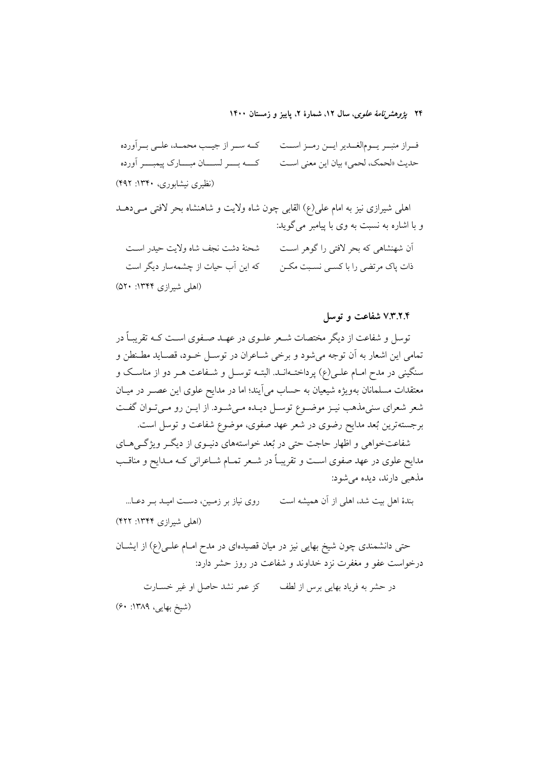فـراز منبـر یـوم‌الغـدیر ایـن رمـز اسـت کـه سـر از جیـب محمـد، علـی بـرآورده
حدیث «لحمک، لحمی» بیان این معنی است کـه بـر لسـان مبـارک پیمبـر آورده

(نظیری نیشابوری، ۱۳۴۰: ۴۹۲)

اهلی شیرازی نیز به امام علی(ع) القابی چون شاه ولایت و شاهنشاه بحر لافتی می‌دهد و با اشاره به نسبت به وی با پیامبر می‌گوید:

آن شهنشاهی که بحر لافتی را گوهر است شحنهٔ دشت نجف شاه ولایت حیدر است
ذات پاک مرتضی را با کسی نسبت مکن که این آب حیات از چشمه‌سار دیگر است

(اهلی شیرازی ۱۳۴۴: ۵۲۰)

### ۷.۳.۲.۴ شفاعت و توسل

توسل و شفاعت از دیگر مختصات شعر علوی در عهد صفوی است که تقریباً در تمامی این اشعار به آن توجه می‌شود و برخی شاعران در توسل خود، قصاید مطنطن و سنگینی در مدح امام علی(ع) پرداخته‌اند. البته توسل و شفاعت هر دو از مناسک و معتقدات مسلمانان به‌ویژه شیعیان به حساب می‌آیند؛ اما در مدایح علوی این عصر در میان شعر شعرای سنی‌مذهب نیز موضوع توسل دیده می‌شود. از این رو می‌توان گفت برجسته‌ترین بُعد مدایح رضوی در شعر عهد صفوی، موضوع شفاعت و توسل است.

شفاعت‌خواهی و اظهار حاجت حتی در بُعد خواسته‌های دنیوی از دیگر ویژگی‌های مدایح علوی در عهد صفوی است و تقریباً در شعر تمام شاعرانی که مدایح و مناقب مذهبی دارند، دیده می‌شود:

بندهٔ اهل بیت شد، اهلی از آن همیشه است روی نیاز بر زمین، دست امید بر دعا...

(اهلی شیرازی ۱۳۴۴: ۴۲۲)

حتی دانشمندی چون شیخ بهایی نیز در میان قصیده‌ای در مدح امام علی(ع) از ایشان درخواست عفو و مغفرت نزد خداوند و شفاعت در روز حشر دارد:

در حشر به فریاد بهایی برس از لطف کز عمر نشد حاصل او غیر خسارت

(شیخ بهایی، ۱۳۸۹: ۶۰)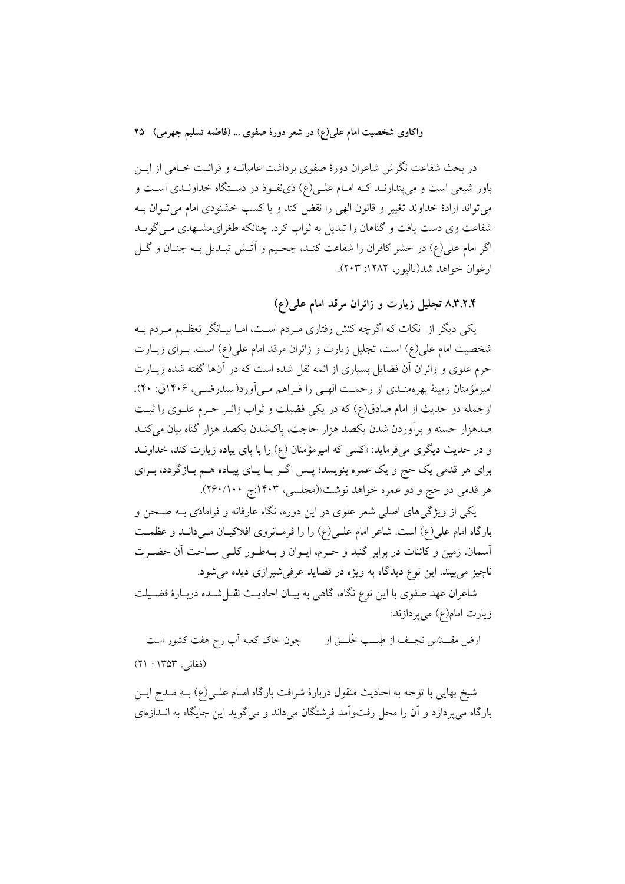در بحث شفاعت نگرش شاعران دورهٔ صفوی برداشت عامیانه و قرائت خامی از این باور شیعی است و می‌پندارند که امام علی(ع) ذی‌نفوذ در دستگاه خداوندی است و می‌تواند ارادهٔ خداوند تغییر و قانون الهی را نقض کند و با کسب خشنودی امام می‌توان به شفاعت وی دست یافت و گناهان را تبدیل به ثواب کرد. چنانکه طغرای‌مشهدی می‌گوید اگر امام علی(ع) در حشر کافران را شفاعت کند، جحیم و آتش تبدیل به جنان و گل ارغوان خواهد شد(تالپور، ۱۲۸۲: ۲۰۳).

### ۸.۳.۲.۴ تجلیل زیارت و زائران مرقد امام علی(ع)

یکی دیگر از نکات که اگرچه کنش رفتاری مردم است، اما بیانگر تعظیم مردم به شخصیت امام علی(ع) است، تجلیل زیارت و زائران مرقد امام علی(ع) است. برای زیارت حرم علوی و زائران آن فضایل بسیاری از ائمه نقل شده است که در آن‌ها گفته شده زیارت امیرمؤمنان زمینهٔ بهره‌مندی از رحمت الهی را فراهم می‌آورد(سیدرضی، ۱۴۰۶ق: ۴۰). ازجمله دو حدیث از امام صادق(ع) که در یکی فضیلت و ثواب زائر حرم علوی را ثبت صدهزار حسنه و برآوردن شدن یکصد هزار حاجت، پاک‌شدن یکصد هزار گناه بیان می‌کند و در حدیث دیگری می‌فرماید: «کسی که امیرمؤمنان (ع) را با پای پیاده زیارت کند، خداوند برای هر قدمی یک حج و یک عمره بنویسد؛ پس اگر با پای پیاده هم بازگردد، برای هر قدمی دو حج و دو عمره خواهد نوشت»(مجلسی، ۱۴۰۳:ج ۲۶۰/۱۰۰).

یکی از ویژگی‌های اصلی شعر علوی در این دوره، نگاه عارفانه و فرامادی به صحن و بارگاه امام علی(ع) است. شاعر امام علی(ع) را را فرمانروی افلاکیان می‌داند و عظمت آسمان، زمین و کائنات در برابر گنبد و حرم، ایوان و به‌طور کلی ساحت آن حضرت ناچیز می‌بیند. این نوع دیدگاه به ویژه در قصاید عرفی‌شیرازی دیده می‌شود.

شاعران عهد صفوی با این نوع نگاه، گاهی به بیان احادیث نقل‌شده دربارهٔ فضیلت زیارت امام(ع) می‌پردازند:

ارض مقدّس نجف از طِیب خُلق او &nbsp;&nbsp;&nbsp;&nbsp; چون خاک کعبه آب رخ هفت کشور است

(فغانی، ۱۳۵۳ : ۲۱)

شیخ بهایی با توجه به احادیث منقول دربارهٔ شرافت بارگاه امام علی(ع) به مدح این بارگاه می‌پردازد و آن را محل رفت‌وآمد فرشتگان می‌داند و می‌گوید این جایگاه به اندازه‌ای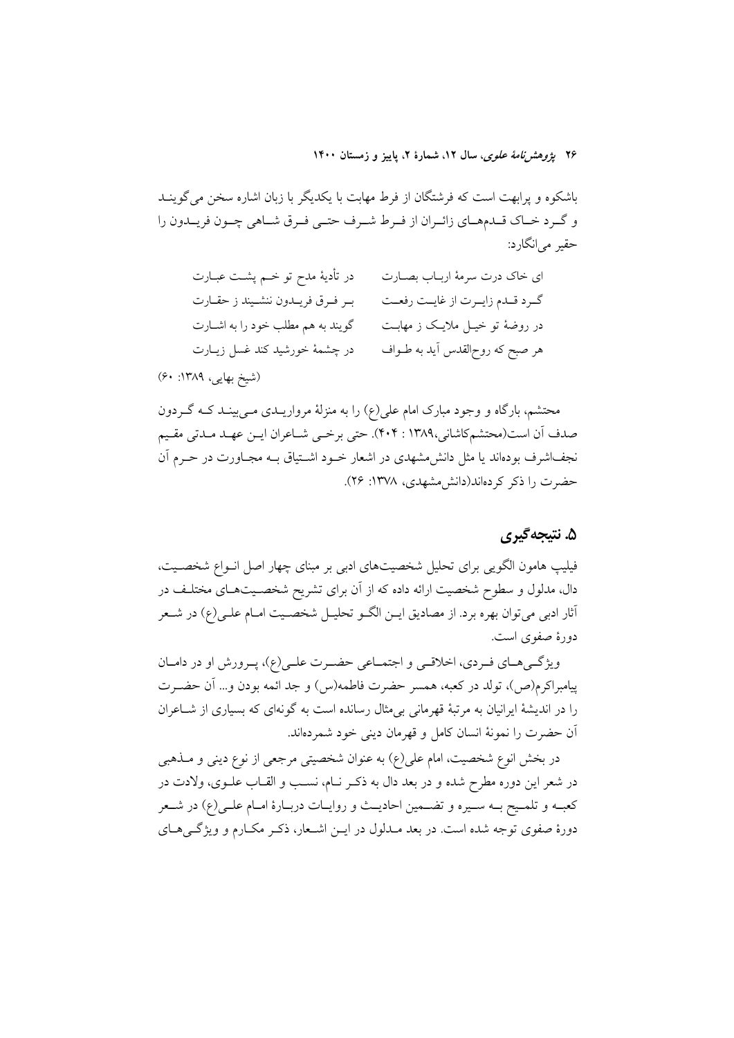باشکوه و پرابهت است که فرشتگان از فرط مهابت با یکدیگر با زبان اشاره سخن می‌گویند و گرد خاک قدم‌های زائران از فرط شرف حتی فرق شاهی چون فریدون را حقیر می‌انگارد:

ای خاک درت سرمهٔ ارباب بصارت — در تأدیهٔ مدح تو خم پشت عبارت

گرد قدم زایرت از غایت رفعت — بر فرق فریدون ننشیند ز حقارت

در روضهٔ تو خیل ملایک ز مهابت — گویند به هم مطلب خود را به اشارت

هر صبح که روح‌القدس آید به طواف — در چشمهٔ خورشید کند غسل زیارت

(شیخ بهایی، ۱۳۸۹: ۶۰)

محتشم، بارگاه و وجود مبارک امام علی(ع) را به منزلهٔ مرواریدی می‌بینند که گردون صدف آن است(محتشم‌کاشانی،۱۳۸۹ : ۴۰۴). حتی برخی شاعران این عهد مدتی مقیم نجف‌اشرف بوده‌اند یا مثل دانش‌مشهدی در اشعار خود اشتیاق به مجاورت در حرم آن حضرت را ذکر کرده‌اند(دانش‌مشهدی، ۱۳۷۸: ۲۶).

## ۵. نتیجه‌گیری

فیلیپ هامون الگویی برای تحلیل شخصیت‌های ادبی بر مبنای چهار اصل انواع شخصیت، دال، مدلول و سطوح شخصیت ارائه داده که از آن برای تشریح شخصیت‌های مختلف در آثار ادبی می‌توان بهره برد. از مصادیق این الگو تحلیل شخصیت امام علی(ع) در شعر دورهٔ صفوی است.

ویژگی‌های فردی، اخلاقی و اجتماعی حضرت علی(ع)، پرورش او در دامان پیامبراکرم(ص)، تولد در کعبه، همسر حضرت فاطمه(س) و جد ائمه بودن و... آن حضرت را در اندیشهٔ ایرانیان به مرتبهٔ قهرمانی بی‌مثال رسانده است به گونه‌ای که بسیاری از شاعران آن حضرت را نمونهٔ انسان کامل و قهرمان دینی خود شمرده‌اند.

در بخش انوع شخصیت، امام علی(ع) به عنوان شخصیتی مرجعی از نوع دینی و مذهبی در شعر این دوره مطرح شده و در بعد دال به ذکر نام، نسب و القاب علوی، ولادت در کعبه و تلمیح به سیره و تضمین احادیث و روایات دربارهٔ امام علی(ع) در شعر دورهٔ صفوی توجه شده است. در بعد مدلول در این اشعار، ذکر مکارم و ویژگی‌های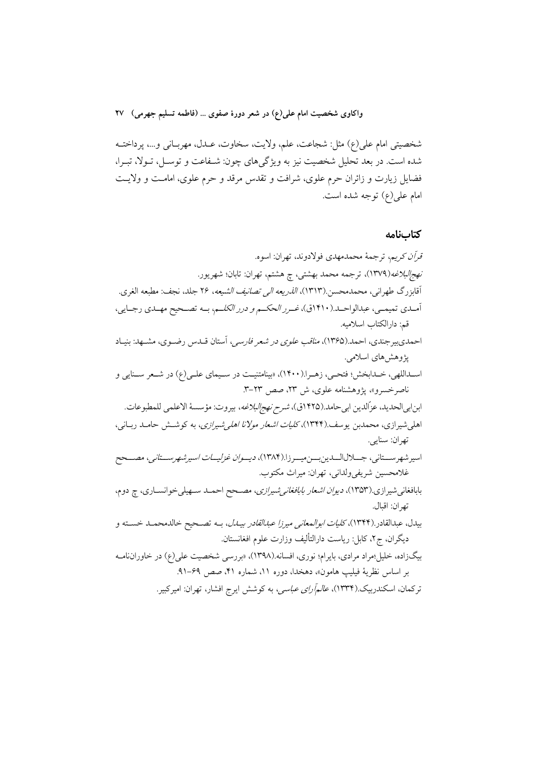شخصیتی امام علی(ع) مثل: شجاعت، علم، ولایت، سخاوت، عدل، مهربانی و...، پرداخته شده است. در بعد تحلیل شخصیت نیز به ویژگی‌های چون: شفاعت و توسل، تولا، تبرا، فضایل زیارت و زائران حرم علوی، شرافت و تقدس مرقد و حرم علوی، امامت و ولایت امام علی(ع) توجه شده است.

## کتاب‌نامه

*قرآن کریم*، ترجمهٔ محمدمهدی فولادوند، تهران: اسوه.

*نهج‌البلاغه*(۱۳۷۹)، ترجمه محمد بهشتی، چ هشتم، تهران: تابان؛ شهریور.

آقابزرگ طهرانی، محمدمحسن.(۱۳۱۳)، *الذریعه الی تصانیف الشیعه*، ۲۶ جلد، نجف: مطبعه الغری.

آمدی تمیمی، عبدالواحد.(۱۴۱۰ق)، *غرر الحکم و درر الکلم*، به تصحیح مهدی رجایی، قم: دارالکتاب اسلامیه.

احمدی‌بیرجندی، احمد.(۱۳۶۵)، *مناقب علوی در شعر فارسی*، آستان قدس رضوی، مشهد: بنیاد پژوهش‌های اسلامی.

اسداللهی، خدابخش؛ فتحی، زهرا.(۱۴۰۰)، «بینامتنیت در سیمای علی(ع) در شعر سنایی و ناصرخسرو»، پژوهشنامه علوی، ش ۲۳، صص ۲۳-۳.

ابن‌ابی‌الحدید، عزّالدین ابی‌حامد.(۱۴۲۵ق)، *شرح نهج‌البلاغه*، بیروت: مؤسسهٔ الاعلمی للمطبوعات.

اهلی‌شیرازی، محمدبن یوسف.(۱۳۴۴)، *کلیات اشعار مولانا اهلی‌شیرازی*، به کوشش حامد ربانی، تهران: سنایی.

اسیرشهرستانی، جلال‌الدین‌بن‌میرزا.(۱۳۸۴)، *دیوان غزلیات اسیرشهرستانی*، مصحح غلامحسین شریفی‌ولدانی، تهران: میراث مکتوب.

بابافغانی‌شیرازی.(۱۳۵۳)، *دیوان اشعار بابافغانی‌شیرازی*، مصحح احمد سهیلی‌خوانساری، چ دوم، تهران: اقبال.

بیدل، عبدالقادر.(۱۳۴۴)، *کلیات ابوالمعانی میرزا عبدالقادر بیدل*، به تصحیح خالدمحمد خسته و دیگران، ج۲، کابل: ریاست دارالتألیف وزارت علوم افغانستان.

بیگ‌زاده، خلیل؛مراد مرادی، بایرام؛ نوری، افسانه.(۱۳۹۸)، «بررسی شخصیت علی(ع) در خاوران‌نامه بر اساس نظریهٔ فیلیپ هامون»، دهخدا، دوره ۱۱، شماره ۴۱، صص ۶۹-۹۱.

ترکمان، اسکندربیک.(۱۳۳۴)، *عالم‌آرای عباسی*، به کوشش ایرج افشار، تهران: امیرکبیر.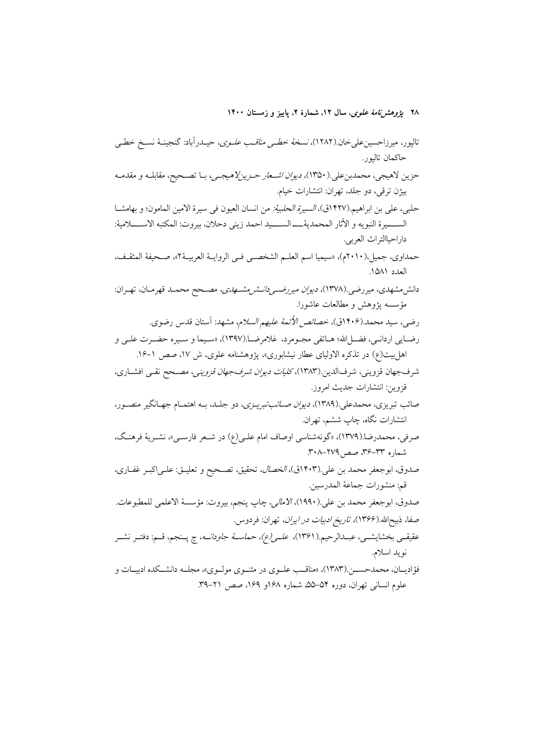تالپور، میرزاحسین‌علی‌خان.(۱۲۸۲)، *نسخهٔ خطی مناقب علوی*، حیدرآباد: گنجینهٔ نسخ خطی حاکمان تالپور.

حزین لاهیجی، محمدبن‌علی.(۱۳۵۰)، *دیوان اشعار حزین‌لاهیجی*، با تصحیح، مقابله و مقدمه بیژن ترقی، دو جلد، تهران: انتشارات خیام.

حلبی، علی بن ابراهیم.(۱۴۲۷ق)، *السیرة الحلبیة*: من انسان العیون فی سیرة الامین المامون؛ و بهامشا السیرة النبویه و الآثار المحمدیة ـــ السید احمد زینی دحلان، بیروت: المکتبه الاسلامیة: داراحیاالتراث العربی.

حمداوی، جمیل.(۲۰۱۰م)، «سیمیا اسم العلم الشخصی فی الروایة العربیة۲»، صحیفة المثقف، العدد ۱۵۸۱.

دانش‌مشهدی، میررضی.(۱۳۷۸)، *دیوان میررضی‌دانش‌مشهدی*، مصحح محمد قهرمان، تهران: مؤسسه پژوهش و مطالعات عاشورا.

رضی، سید محمد.(۱۴۰۶ق)، *خصائص الأئمة علیهم السلام*، مشهد: آستان قدس رضوی.

رضایی اردانی، فضل‌الله؛ هاتفی مجومرد، غلامرضا.(۱۳۹۷)، «سیما و سیره حضرت علی و اهل‌بیت(ع) در تذکره الاولیای عطار نیشابوری»، پژوهشنامه علوی، ش ۱۷، صص ۱-۱۶.

شرف‌جهان قزوینی، شرف‌الدین.(۱۳۸۳)، *کلیات دیوان شرف‌جهان قزوینی*، مصحح نقی افشاری، قزوین: انتشارات جدیث امروز.

صائب تبریزی، محمدعلی.(۱۳۸۹)، *دیوان صائب‌تبریزی*، دو جلد، به اهتمام جهانگیر منصور، انتشارات نگاه، چاپ ششم، تهران.

صرفی، محمدرضا.(۱۳۷۹)، «گونه‌شناسی اوصاف امام علی(ع) در شعر فارسی»، نشریهٔ فرهنگ، شماره ۳۳-۳۶، صص ۲۷۹-۳۰۸.

صدوق، ابوجعفر محمد بن علی.(۱۴۰۳ق)، *الخصال*، تحقیق، تصحیح و تعلیق: علی‌اکبر غفاری، قم: منشورات جماعة المدرسین.

صدوق، ابوجعفر محمد بن علی.(۱۹۹۰)، *الامالی*، چاپ پنجم، بیروت: مؤسسة الاعلمی للمطبوعات.

صفا، ذبیح‌الله.(۱۳۶۶)، *تاریخ ادبیات در ایران*، تهران: فردوس.

عقیقی بخشایشی، عبدالرحیم.(۱۳۶۱)، *علی(ع)، حماسهٔ جاودانه*، چ پنجم، قم: دفتر نشر نوید اسلام.

فؤادیان، محمدحسن.(۱۳۸۳)، «مناقب علوی در مثنوی مولوی»، مجله دانشکده ادبیات و علوم انسانی تهران، دوره ۵۴-۵۵، شماره ۱۶۸و ۱۶۹، صص ۲۱-۳۹.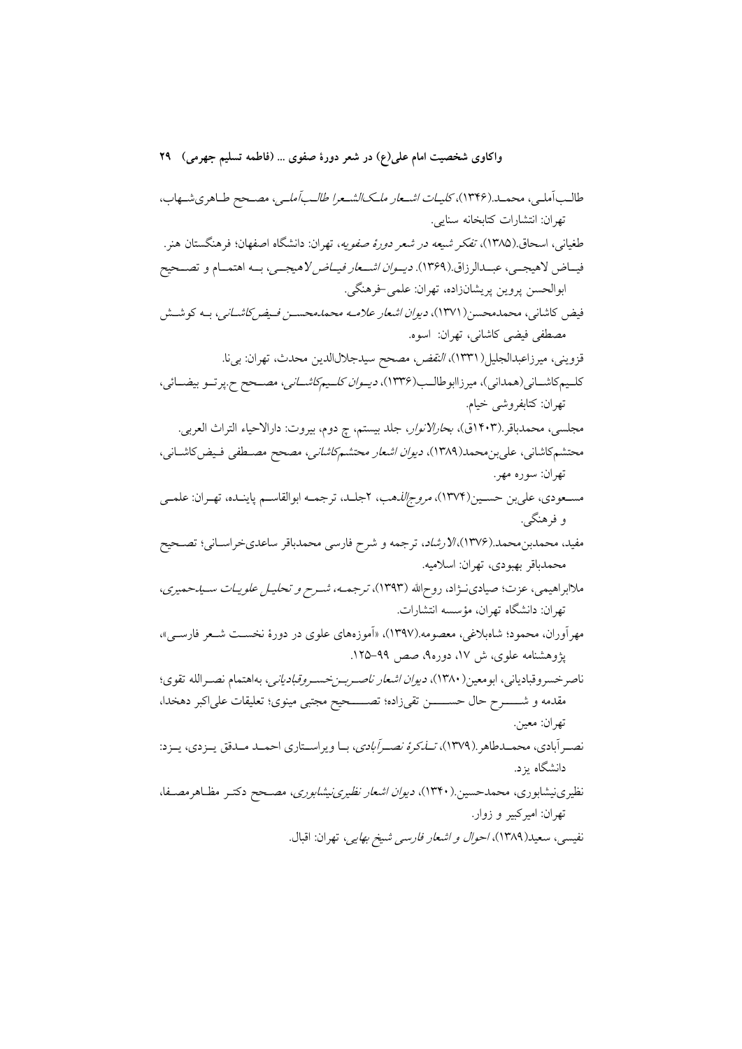طالب‌آملی، محمد.(۱۳۴۶)، *کلیات اشعار ملک‌الشعرا طالب‌آملی*، مصحح طاهری‌شهاب، تهران: انتشارات کتابخانه سنایی.

طغیانی، اسحاق.(۱۳۸۵)، *تفکر شیعه در شعر دورهٔ صفویه*، تهران: دانشگاه اصفهان؛ فرهنگستان هنر.

فیاض لاهیجی، عبدالرزاق.(۱۳۶۹). *دیوان اشعار فیاض لاهیجی*، به اهتمام و تصحیح ابوالحسن پروین پریشان‌زاده، تهران: علمی-فرهنگی.

فیض کاشانی، محمدمحسن(۱۳۷۱)، *دیوان اشعار علامه محمدمحسن فیض‌کاشانی*، به کوشش مصطفی فیضی کاشانی، تهران: اسوه.

قزوینی، میرزاعبدالجلیل(۱۳۳۱)، *النقض*، مصحح سیدجلال‌الدین محدث، تهران: بی‌نا.

کلیم‌کاشانی(همدانی)، میرزاابوطالب(۱۳۳۶)، *دیوان کلیم‌کاشانی*، مصحح ح.پرتو بیضائی، تهران: کتابفروشی خیام.

مجلسی، محمدباقر.(۱۴۰۳ق)، *بحارالانوار*، جلد بیستم، چ دوم، بیروت: دارالاحیاء التراث العربی.

محتشم‌کاشانی، علی‌بن‌محمد(۱۳۸۹)، *دیوان اشعار محتشم‌کاشانی*، مصحح مصطفی فیض‌کاشانی، تهران: سوره مهر.

مسعودی، علی‌بن حسین(۱۳۷۴)، *مروج‌الذهب*، ۲جلد، ترجمه ابوالقاسم پاینده، تهران: علمی و فرهنگی.

مفید، محمدبن‌محمد.(۱۳۷۶)،*الارشاد*، ترجمه و شرح فارسی محمدباقر ساعدی‌خراسانی؛ تصحیح محمدباقر بهبودی، تهران: اسلامیه.

ملاابراهیمی، عزت؛ صیادی‌نژاد، روح‌الله (۱۳۹۳)، *ترجمه، شرح و تحلیل علویات سیدحمیری*، تهران: دانشگاه تهران، مؤسسه انتشارات.

مهرآوران، محمود؛ شاه‌بلاغی، معصومه.(۱۳۹۷)، «آموزه‌های علوی در دورهٔ نخست شعر فارسی»، پژوهشنامه علوی، ش ۱۷، دوره۹، صص ۹۹-۱۲۵.

ناصرخسروقبادیانی، ابومعین(۱۳۸۰)، *دیوان اشعار ناصربن‌خسروقبادیانی*، به‌اهتمام نصرالله تقوی؛ مقدمه و شرح حال حسن تقی‌زاده؛ تصحیح مجتبی مینوی؛ تعلیقات علی‌اکبر دهخدا، تهران: معین.

نصرآبادی، محمدطاهر.(۱۳۷۹)، *تذکرهٔ نصرآبادی*، با ویراستاری احمد مدقق یزدی، یزد: دانشگاه یزد.

نظیری‌نیشابوری، محمدحسین.(۱۳۴۰)، *دیوان اشعار نظیری‌نیشابوری*، مصحح دکتر مظاهرمصفا، تهران: امیرکبیر و زوار.

نفیسی، سعید(۱۳۸۹)، *احوال و اشعار فارسی شیخ بهایی*، تهران: اقبال.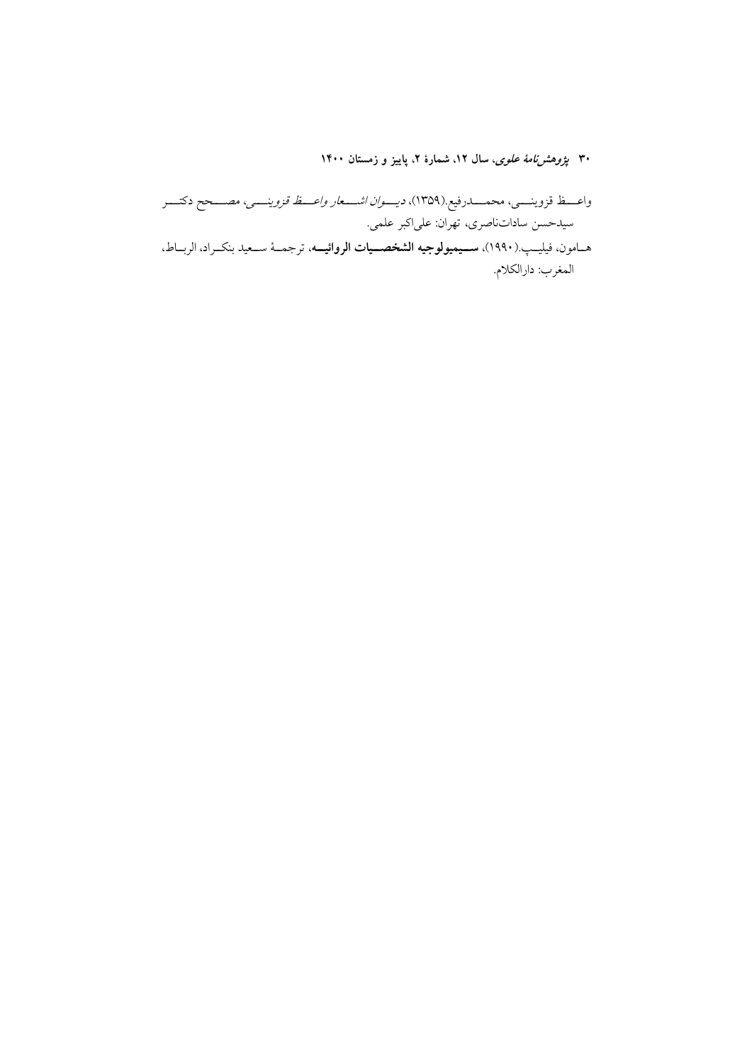واعظ قزوینی، محمدرفیع.(۱۳۵۹)، *دیوان اشعار واعظ قزوینی*، مصحح دکتر سیدحسن ساداتناصری، تهران: علیاکبر علمی.

هامون، فیلیپ.(۱۹۹۰)، **سیمیولوجیه الشخصیات الروائیه**، ترجمهٔ سعید بنکراد، الرباط، المغرب: دارالکلام.